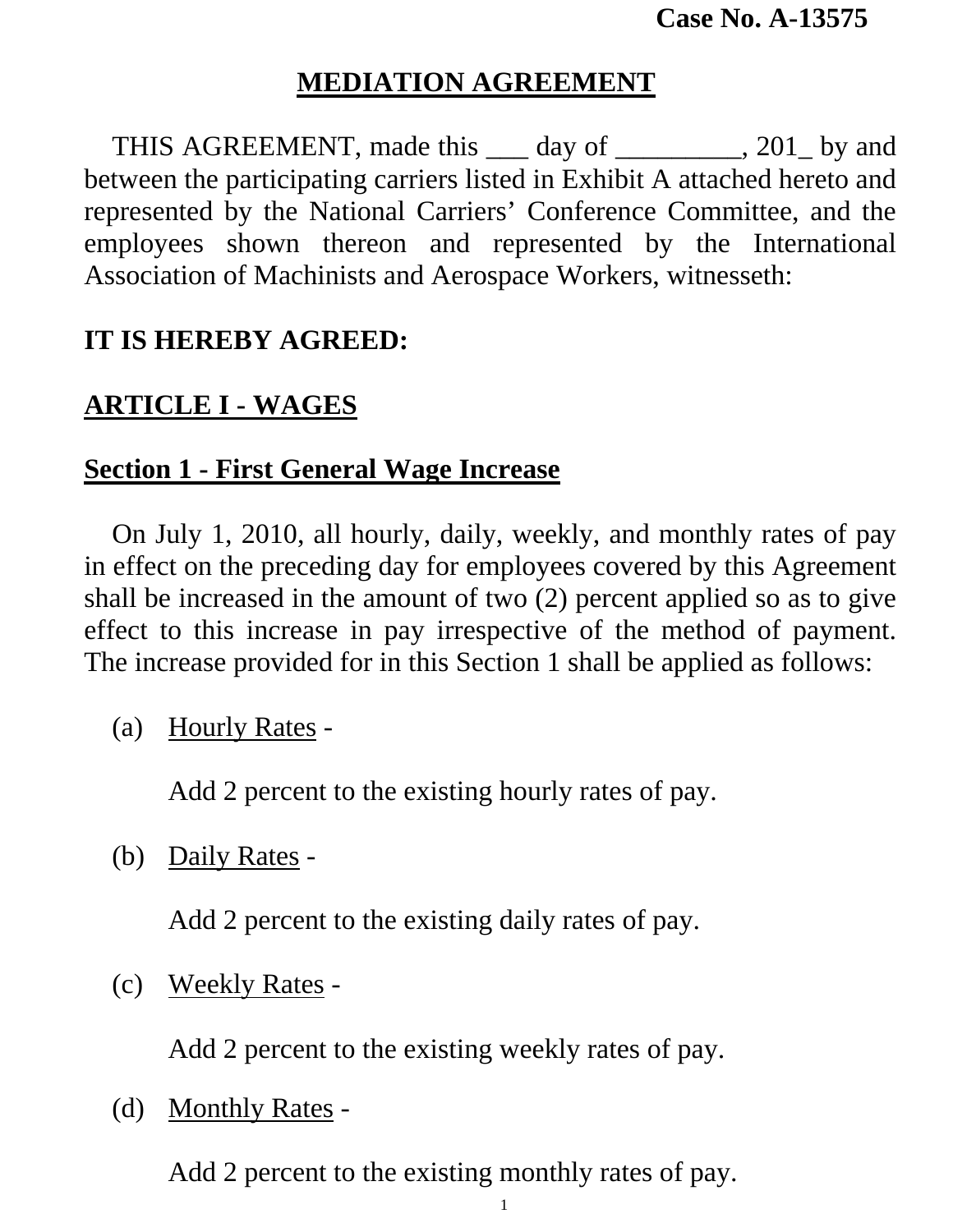**Case No. A-13575**

# MEDIATION AGREEMENT

THIS AGREEMENT, made this ___ day of _________, 201_ by and between the participating carriers listed in Exhibit A attached hereto and represented by the National Carriers' Conference Committee, and the employees shown thereon and represented by the International Association of Machinists and Aerospace Workers, witnesseth:

**IT IS HEREBY AGREED:**

## ARTICLE I - WAGES

### Section 1 - First General Wage Increase

On July 1, 2010, all hourly, daily, weekly, and monthly rates of pay in effect on the preceding day for employees covered by this Agreement shall be increased in the amount of two (2) percent applied so as to give effect to this increase in pay irrespective of the method of payment. The increase provided for in this Section 1 shall be applied as follows:

(a) Hourly Rates -

Add 2 percent to the existing hourly rates of pay.

(b) Daily Rates -

Add 2 percent to the existing daily rates of pay.

(c) Weekly Rates -

Add 2 percent to the existing weekly rates of pay.

(d) Monthly Rates -

Add 2 percent to the existing monthly rates of pay.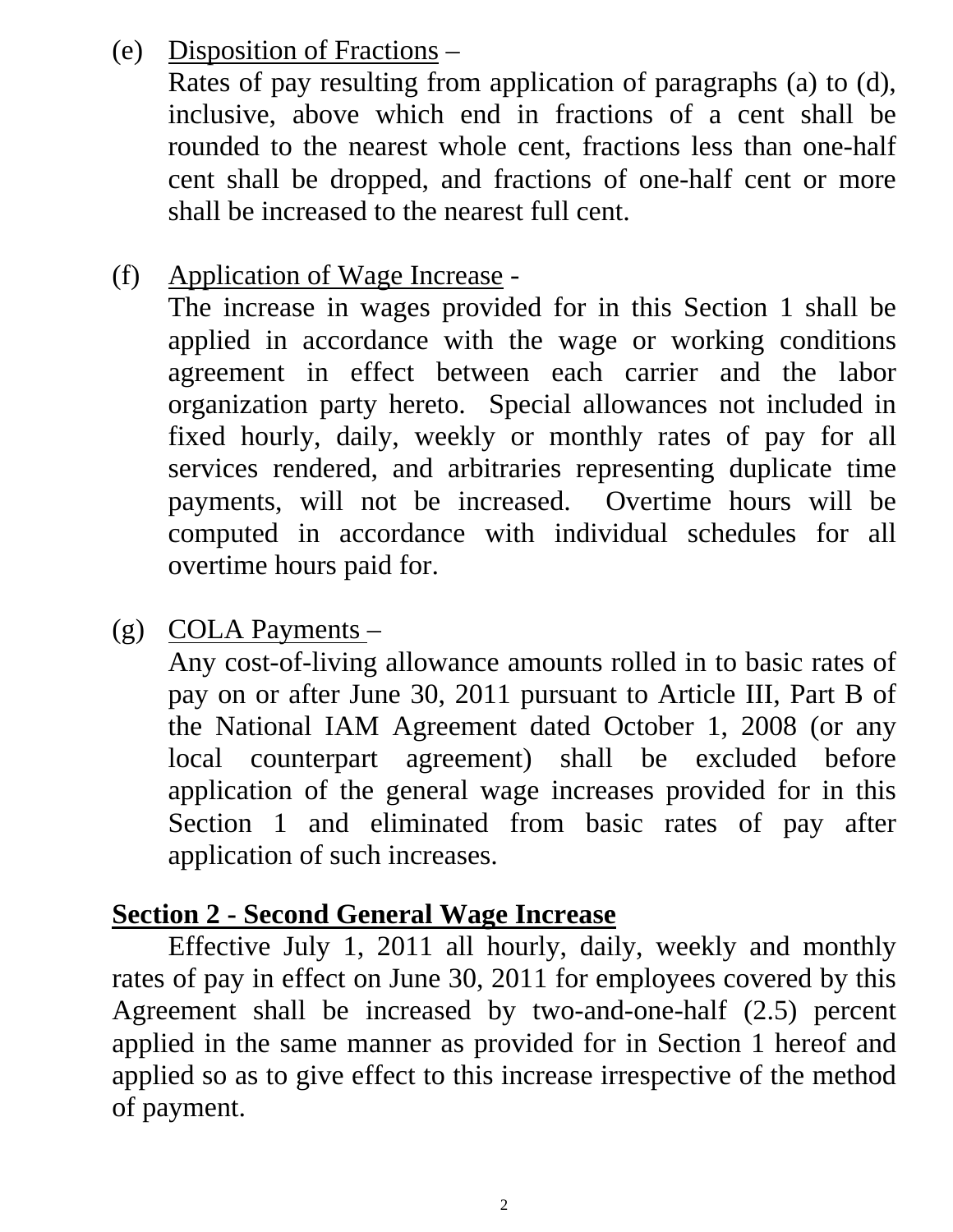(e) Disposition of Fractions –
Rates of pay resulting from application of paragraphs (a) to (d), inclusive, above which end in fractions of a cent shall be rounded to the nearest whole cent, fractions less than one-half cent shall be dropped, and fractions of one-half cent or more shall be increased to the nearest full cent.

(f) Application of Wage Increase -
The increase in wages provided for in this Section 1 shall be applied in accordance with the wage or working conditions agreement in effect between each carrier and the labor organization party hereto. Special allowances not included in fixed hourly, daily, weekly or monthly rates of pay for all services rendered, and arbitraries representing duplicate time payments, will not be increased. Overtime hours will be computed in accordance with individual schedules for all overtime hours paid for.

(g) COLA Payments –
Any cost-of-living allowance amounts rolled in to basic rates of pay on or after June 30, 2011 pursuant to Article III, Part B of the National IAM Agreement dated October 1, 2008 (or any local counterpart agreement) shall be excluded before application of the general wage increases provided for in this Section 1 and eliminated from basic rates of pay after application of such increases.

**Section 2 - Second General Wage Increase**

Effective July 1, 2011 all hourly, daily, weekly and monthly rates of pay in effect on June 30, 2011 for employees covered by this Agreement shall be increased by two-and-one-half (2.5) percent applied in the same manner as provided for in Section 1 hereof and applied so as to give effect to this increase irrespective of the method of payment.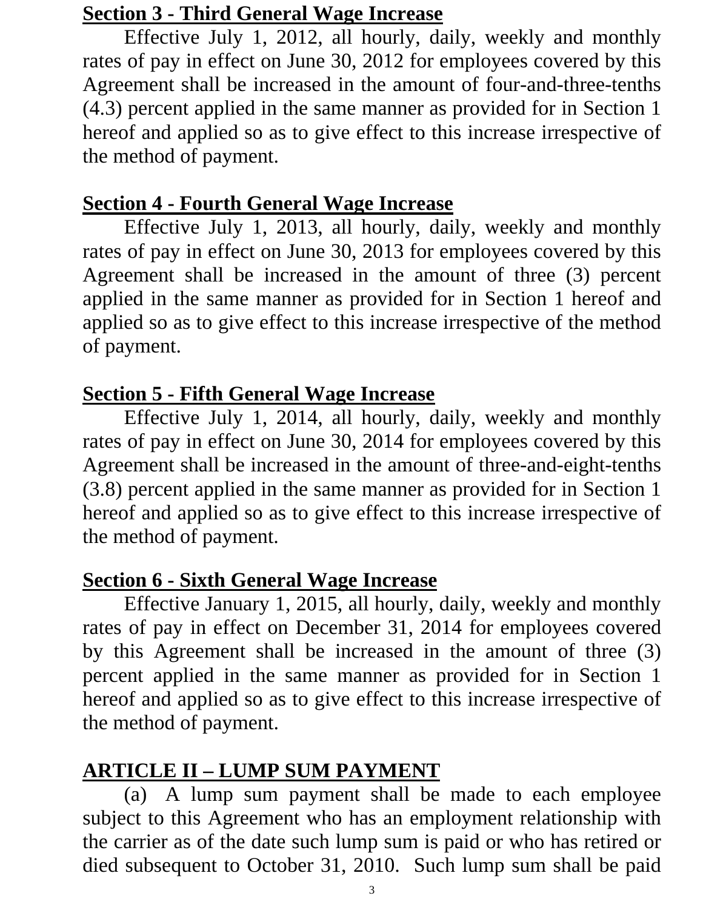**Section 3 - Third General Wage Increase**

Effective July 1, 2012, all hourly, daily, weekly and monthly rates of pay in effect on June 30, 2012 for employees covered by this Agreement shall be increased in the amount of four-and-three-tenths (4.3) percent applied in the same manner as provided for in Section 1 hereof and applied so as to give effect to this increase irrespective of the method of payment.

**Section 4 - Fourth General Wage Increase**

Effective July 1, 2013, all hourly, daily, weekly and monthly rates of pay in effect on June 30, 2013 for employees covered by this Agreement shall be increased in the amount of three (3) percent applied in the same manner as provided for in Section 1 hereof and applied so as to give effect to this increase irrespective of the method of payment.

**Section 5 - Fifth General Wage Increase**

Effective July 1, 2014, all hourly, daily, weekly and monthly rates of pay in effect on June 30, 2014 for employees covered by this Agreement shall be increased in the amount of three-and-eight-tenths (3.8) percent applied in the same manner as provided for in Section 1 hereof and applied so as to give effect to this increase irrespective of the method of payment.

**Section 6 - Sixth General Wage Increase**

Effective January 1, 2015, all hourly, daily, weekly and monthly rates of pay in effect on December 31, 2014 for employees covered by this Agreement shall be increased in the amount of three (3) percent applied in the same manner as provided for in Section 1 hereof and applied so as to give effect to this increase irrespective of the method of payment.

## ARTICLE II – LUMP SUM PAYMENT

(a) A lump sum payment shall be made to each employee subject to this Agreement who has an employment relationship with the carrier as of the date such lump sum is paid or who has retired or died subsequent to October 31, 2010. Such lump sum shall be paid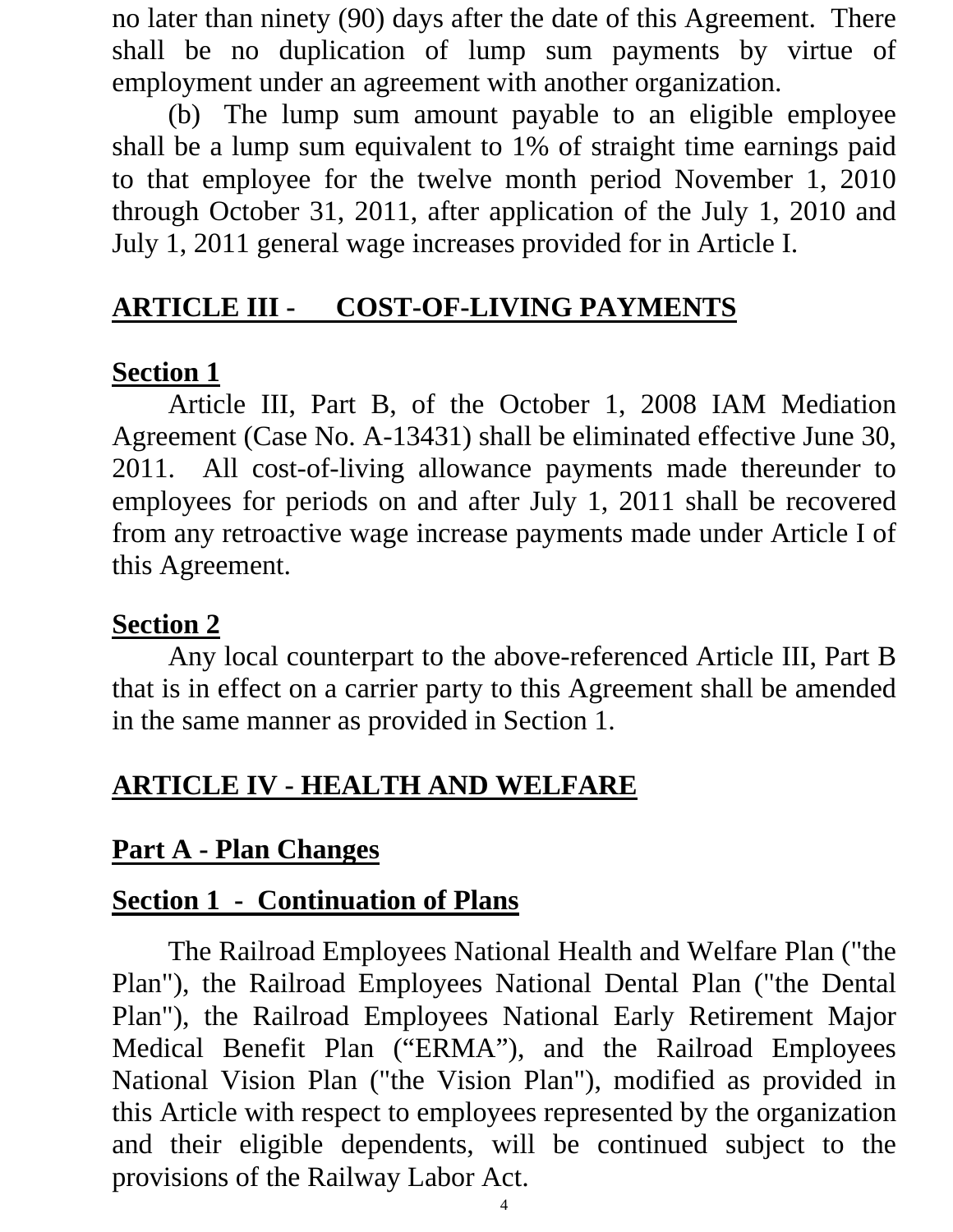no later than ninety (90) days after the date of this Agreement. There shall be no duplication of lump sum payments by virtue of employment under an agreement with another organization.

(b) The lump sum amount payable to an eligible employee shall be a lump sum equivalent to 1% of straight time earnings paid to that employee for the twelve month period November 1, 2010 through October 31, 2011, after application of the July 1, 2010 and July 1, 2011 general wage increases provided for in Article I.

## ARTICLE III - COST-OF-LIVING PAYMENTS

### Section 1

Article III, Part B, of the October 1, 2008 IAM Mediation Agreement (Case No. A-13431) shall be eliminated effective June 30, 2011. All cost-of-living allowance payments made thereunder to employees for periods on and after July 1, 2011 shall be recovered from any retroactive wage increase payments made under Article I of this Agreement.

### Section 2

Any local counterpart to the above-referenced Article III, Part B that is in effect on a carrier party to this Agreement shall be amended in the same manner as provided in Section 1.

## ARTICLE IV - HEALTH AND WELFARE

### Part A - Plan Changes

### Section 1 - Continuation of Plans

The Railroad Employees National Health and Welfare Plan ("the Plan"), the Railroad Employees National Dental Plan ("the Dental Plan"), the Railroad Employees National Early Retirement Major Medical Benefit Plan ("ERMA"), and the Railroad Employees National Vision Plan ("the Vision Plan"), modified as provided in this Article with respect to employees represented by the organization and their eligible dependents, will be continued subject to the provisions of the Railway Labor Act.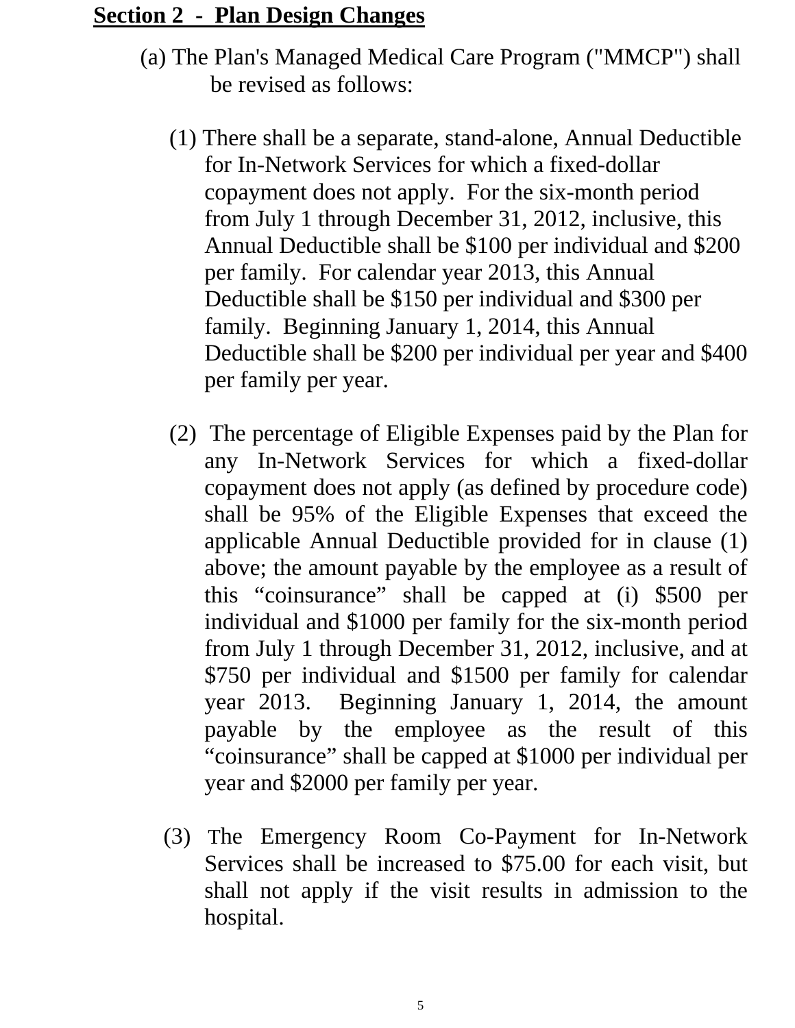## Section 2 - Plan Design Changes

(a) The Plan's Managed Medical Care Program ("MMCP") shall be revised as follows:

(1) There shall be a separate, stand-alone, Annual Deductible for In-Network Services for which a fixed-dollar copayment does not apply. For the six-month period from July 1 through December 31, 2012, inclusive, this Annual Deductible shall be $100 per individual and $200 per family. For calendar year 2013, this Annual Deductible shall be $150 per individual and $300 per family. Beginning January 1, 2014, this Annual Deductible shall be $200 per individual per year and $400 per family per year.

(2) The percentage of Eligible Expenses paid by the Plan for any In-Network Services for which a fixed-dollar copayment does not apply (as defined by procedure code) shall be 95% of the Eligible Expenses that exceed the applicable Annual Deductible provided for in clause (1) above; the amount payable by the employee as a result of this "coinsurance" shall be capped at (i) $500 per individual and $1000 per family for the six-month period from July 1 through December 31, 2012, inclusive, and at $750 per individual and $1500 per family for calendar year 2013. Beginning January 1, 2014, the amount payable by the employee as the result of this "coinsurance" shall be capped at $1000 per individual per year and $2000 per family per year.

(3) The Emergency Room Co-Payment for In-Network Services shall be increased to $75.00 for each visit, but shall not apply if the visit results in admission to the hospital.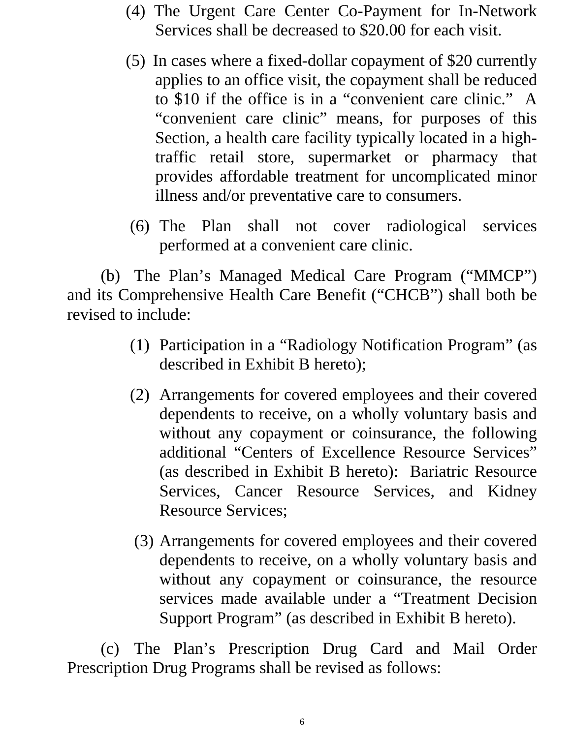(4) The Urgent Care Center Co-Payment for In-Network Services shall be decreased to $20.00 for each visit.

(5) In cases where a fixed-dollar copayment of $20 currently applies to an office visit, the copayment shall be reduced to $10 if the office is in a "convenient care clinic." A "convenient care clinic" means, for purposes of this Section, a health care facility typically located in a high-traffic retail store, supermarket or pharmacy that provides affordable treatment for uncomplicated minor illness and/or preventative care to consumers.

(6) The Plan shall not cover radiological services performed at a convenient care clinic.

(b) The Plan's Managed Medical Care Program ("MMCP") and its Comprehensive Health Care Benefit ("CHCB") shall both be revised to include:

(1) Participation in a "Radiology Notification Program" (as described in Exhibit B hereto);

(2) Arrangements for covered employees and their covered dependents to receive, on a wholly voluntary basis and without any copayment or coinsurance, the following additional "Centers of Excellence Resource Services" (as described in Exhibit B hereto): Bariatric Resource Services, Cancer Resource Services, and Kidney Resource Services;

(3) Arrangements for covered employees and their covered dependents to receive, on a wholly voluntary basis and without any copayment or coinsurance, the resource services made available under a "Treatment Decision Support Program" (as described in Exhibit B hereto).

(c) The Plan's Prescription Drug Card and Mail Order Prescription Drug Programs shall be revised as follows: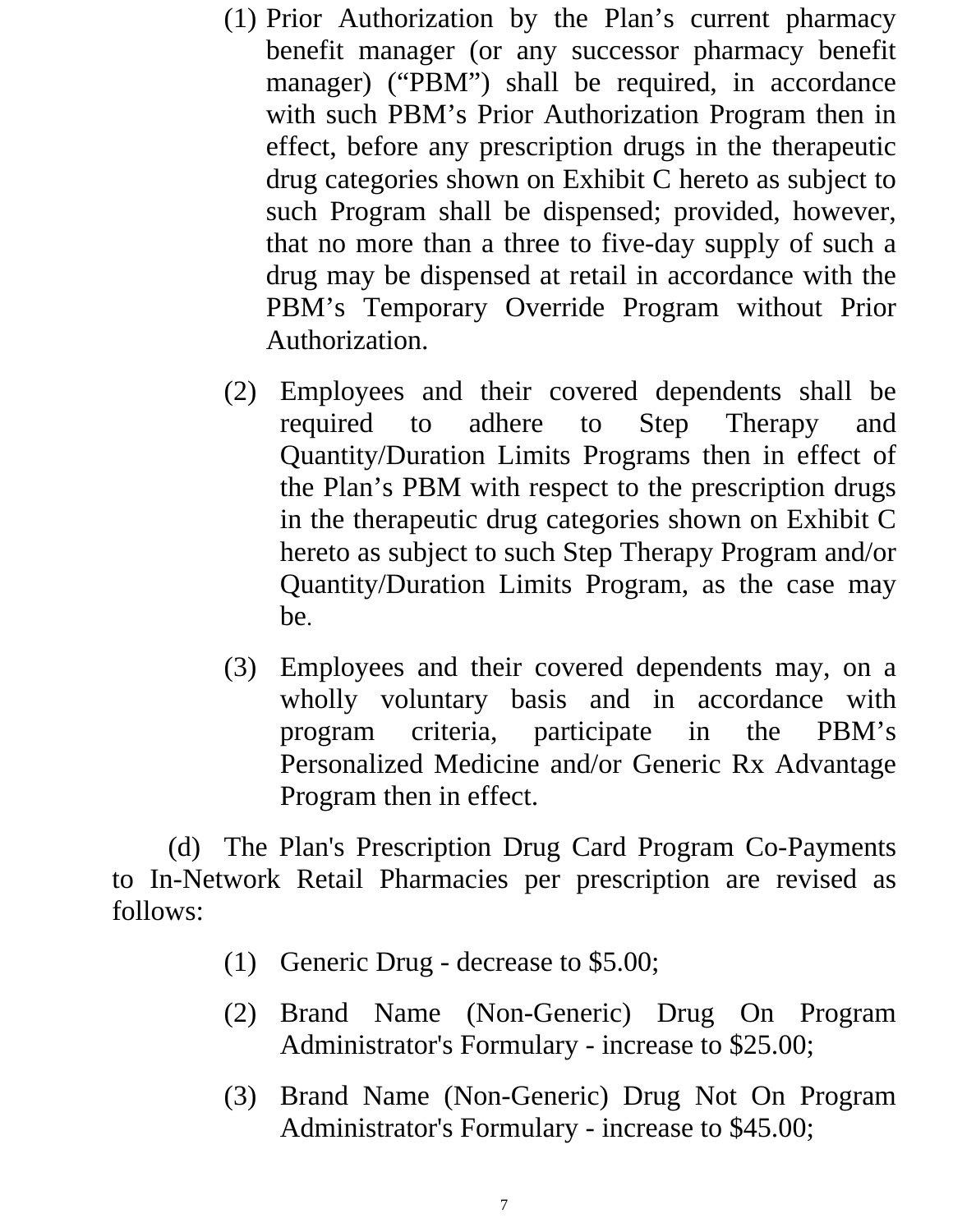(1) Prior Authorization by the Plan’s current pharmacy benefit manager (or any successor pharmacy benefit manager) (“PBM”) shall be required, in accordance with such PBM’s Prior Authorization Program then in effect, before any prescription drugs in the therapeutic drug categories shown on Exhibit C hereto as subject to such Program shall be dispensed; provided, however, that no more than a three to five-day supply of such a drug may be dispensed at retail in accordance with the PBM’s Temporary Override Program without Prior Authorization.

(2) Employees and their covered dependents shall be required to adhere to Step Therapy and Quantity/Duration Limits Programs then in effect of the Plan’s PBM with respect to the prescription drugs in the therapeutic drug categories shown on Exhibit C hereto as subject to such Step Therapy Program and/or Quantity/Duration Limits Program, as the case may be.

(3) Employees and their covered dependents may, on a wholly voluntary basis and in accordance with program criteria, participate in the PBM’s Personalized Medicine and/or Generic Rx Advantage Program then in effect.

(d) The Plan's Prescription Drug Card Program Co-Payments to In-Network Retail Pharmacies per prescription are revised as follows:

(1) Generic Drug - decrease to $5.00;

(2) Brand Name (Non-Generic) Drug On Program Administrator's Formulary - increase to $25.00;

(3) Brand Name (Non-Generic) Drug Not On Program Administrator's Formulary - increase to $45.00;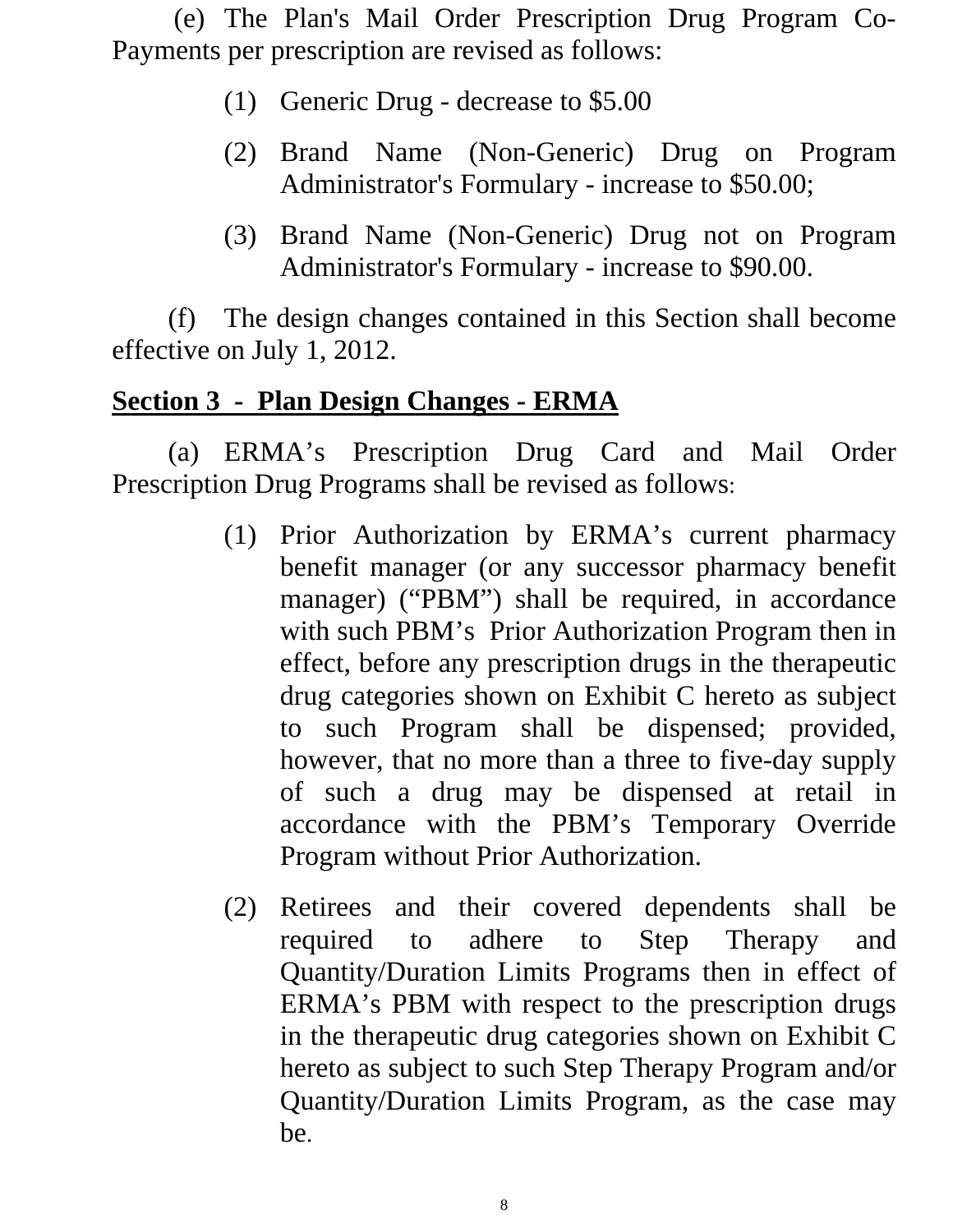(e) The Plan's Mail Order Prescription Drug Program Co-Payments per prescription are revised as follows:

(1) Generic Drug - decrease to $5.00

(2) Brand Name (Non-Generic) Drug on Program Administrator's Formulary - increase to $50.00;

(3) Brand Name (Non-Generic) Drug not on Program Administrator's Formulary - increase to $90.00.

(f) The design changes contained in this Section shall become effective on July 1, 2012.

## **Section 3 - Plan Design Changes - ERMA**

(a) ERMA’s Prescription Drug Card and Mail Order Prescription Drug Programs shall be revised as follows:

(1) Prior Authorization by ERMA’s current pharmacy benefit manager (or any successor pharmacy benefit manager) (“PBM”) shall be required, in accordance with such PBM’s Prior Authorization Program then in effect, before any prescription drugs in the therapeutic drug categories shown on Exhibit C hereto as subject to such Program shall be dispensed; provided, however, that no more than a three to five-day supply of such a drug may be dispensed at retail in accordance with the PBM’s Temporary Override Program without Prior Authorization.

(2) Retirees and their covered dependents shall be required to adhere to Step Therapy and Quantity/Duration Limits Programs then in effect of ERMA’s PBM with respect to the prescription drugs in the therapeutic drug categories shown on Exhibit C hereto as subject to such Step Therapy Program and/or Quantity/Duration Limits Program, as the case may be.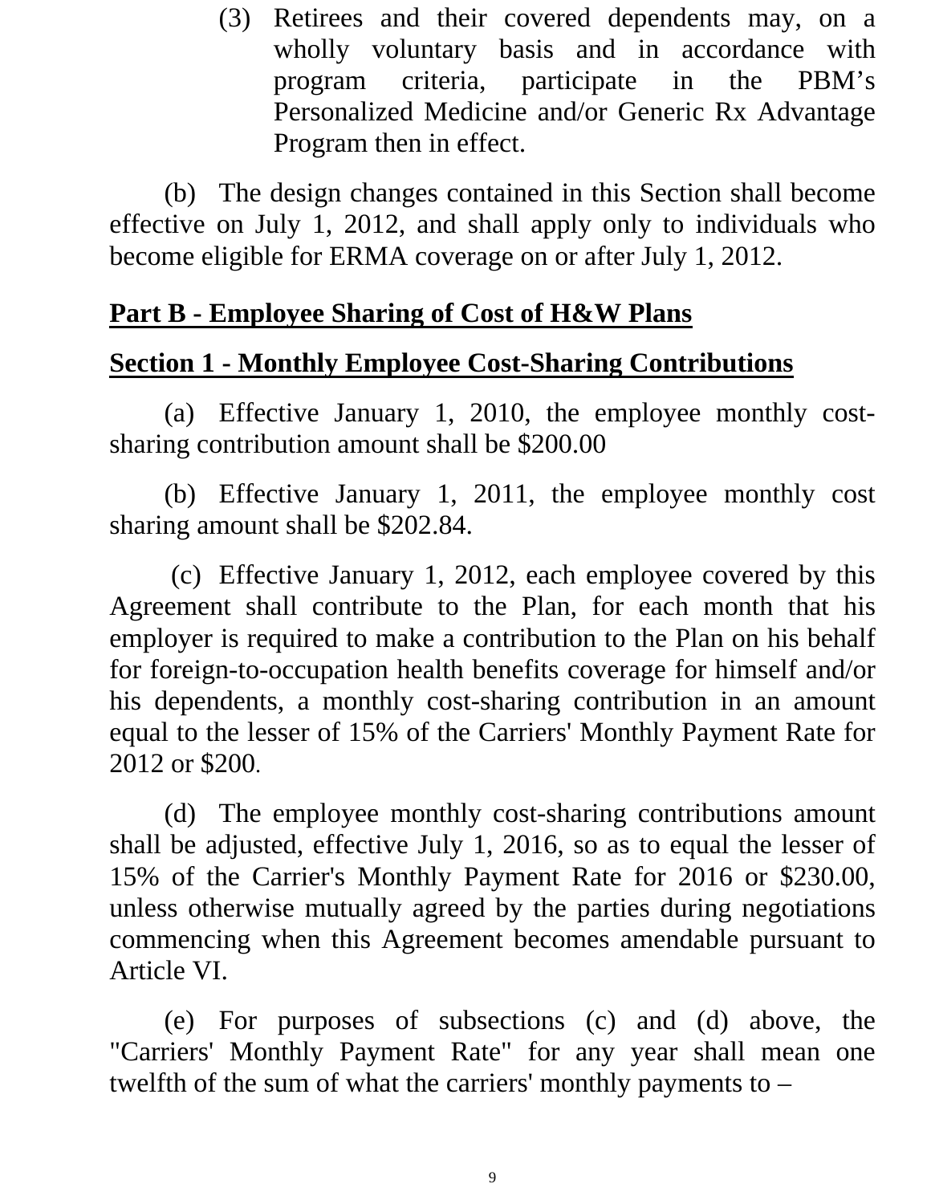(3) Retirees and their covered dependents may, on a wholly voluntary basis and in accordance with program criteria, participate in the PBM's Personalized Medicine and/or Generic Rx Advantage Program then in effect.

(b) The design changes contained in this Section shall become effective on July 1, 2012, and shall apply only to individuals who become eligible for ERMA coverage on or after July 1, 2012.

## Part B - Employee Sharing of Cost of H&W Plans

### Section 1 - Monthly Employee Cost-Sharing Contributions

(a) Effective January 1, 2010, the employee monthly cost-sharing contribution amount shall be $200.00

(b) Effective January 1, 2011, the employee monthly cost sharing amount shall be $202.84.

(c) Effective January 1, 2012, each employee covered by this Agreement shall contribute to the Plan, for each month that his employer is required to make a contribution to the Plan on his behalf for foreign-to-occupation health benefits coverage for himself and/or his dependents, a monthly cost-sharing contribution in an amount equal to the lesser of 15% of the Carriers' Monthly Payment Rate for 2012 or $200.

(d) The employee monthly cost-sharing contributions amount shall be adjusted, effective July 1, 2016, so as to equal the lesser of 15% of the Carrier's Monthly Payment Rate for 2016 or $230.00, unless otherwise mutually agreed by the parties during negotiations commencing when this Agreement becomes amendable pursuant to Article VI.

(e) For purposes of subsections (c) and (d) above, the "Carriers' Monthly Payment Rate" for any year shall mean one twelfth of the sum of what the carriers' monthly payments to –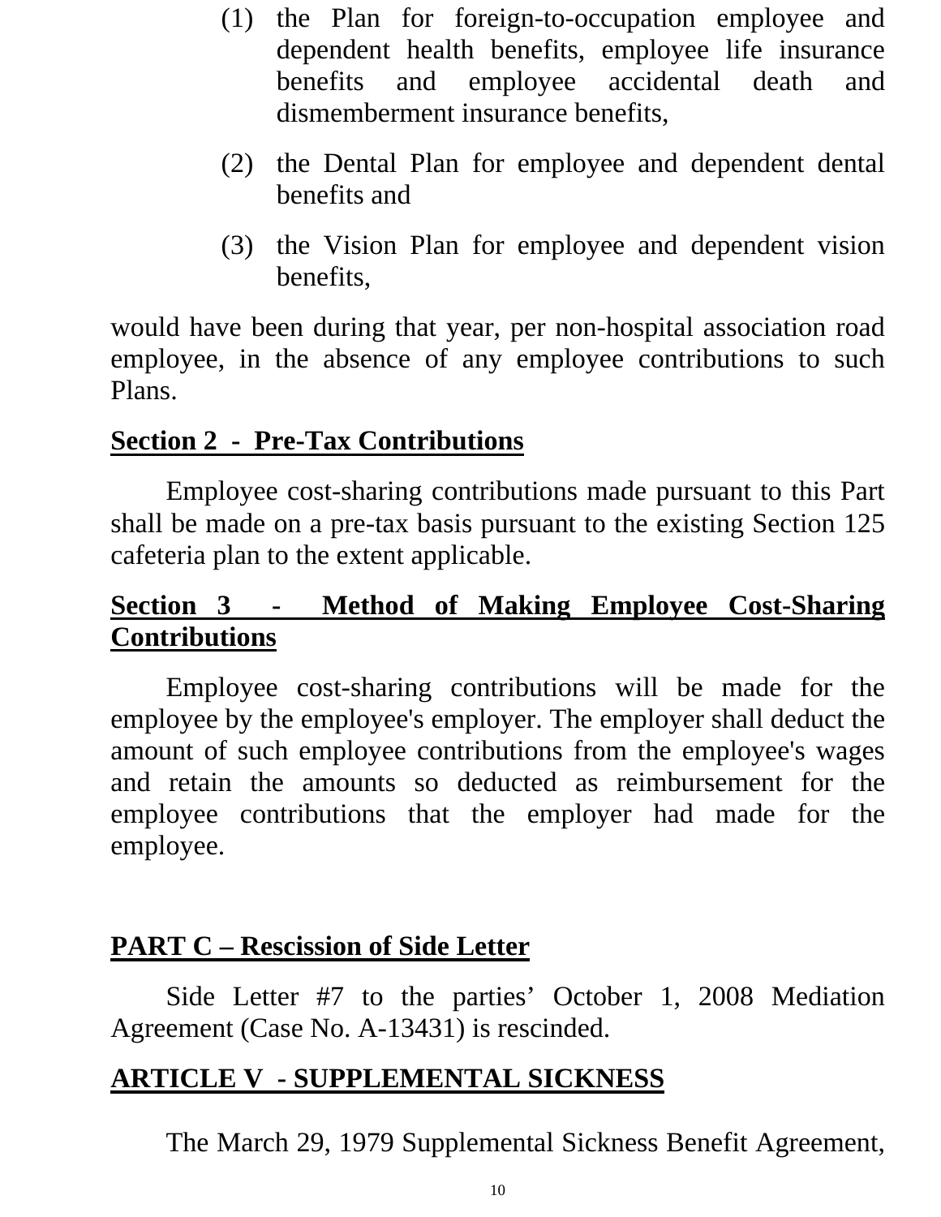(1) the Plan for foreign-to-occupation employee and dependent health benefits, employee life insurance benefits and employee accidental death and dismemberment insurance benefits,

(2) the Dental Plan for employee and dependent dental benefits and

(3) the Vision Plan for employee and dependent vision benefits,

would have been during that year, per non-hospital association road employee, in the absence of any employee contributions to such Plans.

**Section 2 - Pre-Tax Contributions**

Employee cost-sharing contributions made pursuant to this Part shall be made on a pre-tax basis pursuant to the existing Section 125 cafeteria plan to the extent applicable.

**Section 3 - Method of Making Employee Cost-Sharing Contributions**

Employee cost-sharing contributions will be made for the employee by the employee's employer. The employer shall deduct the amount of such employee contributions from the employee's wages and retain the amounts so deducted as reimbursement for the employee contributions that the employer had made for the employee.

## PART C – Rescission of Side Letter

Side Letter #7 to the parties' October 1, 2008 Mediation Agreement (Case No. A-13431) is rescinded.

## ARTICLE V - SUPPLEMENTAL SICKNESS

The March 29, 1979 Supplemental Sickness Benefit Agreement,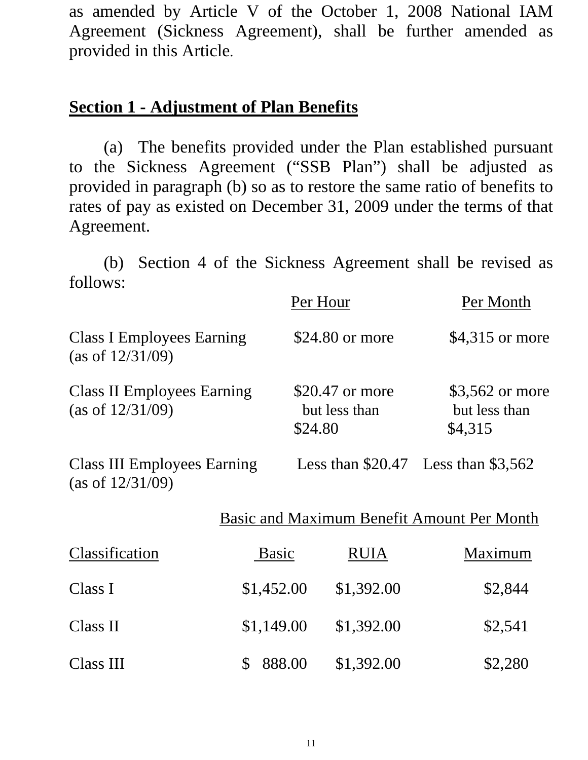as amended by Article V of the October 1, 2008 National IAM Agreement (Sickness Agreement), shall be further amended as provided in this Article.

## Section 1 - Adjustment of Plan Benefits

(a) The benefits provided under the Plan established pursuant to the Sickness Agreement ("SSB Plan") shall be adjusted as provided in paragraph (b) so as to restore the same ratio of benefits to rates of pay as existed on December 31, 2009 under the terms of that Agreement.

(b) Section 4 of the Sickness Agreement shall be revised as follows:

| | Per Hour | Per Month |
|---|---|---|
| Class I Employees Earning (as of 12/31/09) | $24.80 or more | $4,315 or more |
| Class II Employees Earning (as of 12/31/09) | $20.47 or more but less than $24.80 | $3,562 or more but less than $4,315 |
| Class III Employees Earning (as of 12/31/09) | Less than $20.47 | Less than $3,562 |

Basic and Maximum Benefit Amount Per Month

| Classification | Basic | RUIA | Maximum |
|---|---|---|---|
| Class I | $1,452.00 | $1,392.00 | $2,844 |
| Class II | $1,149.00 | $1,392.00 | $2,541 |
| Class III | $ 888.00 | $1,392.00 | $2,280 |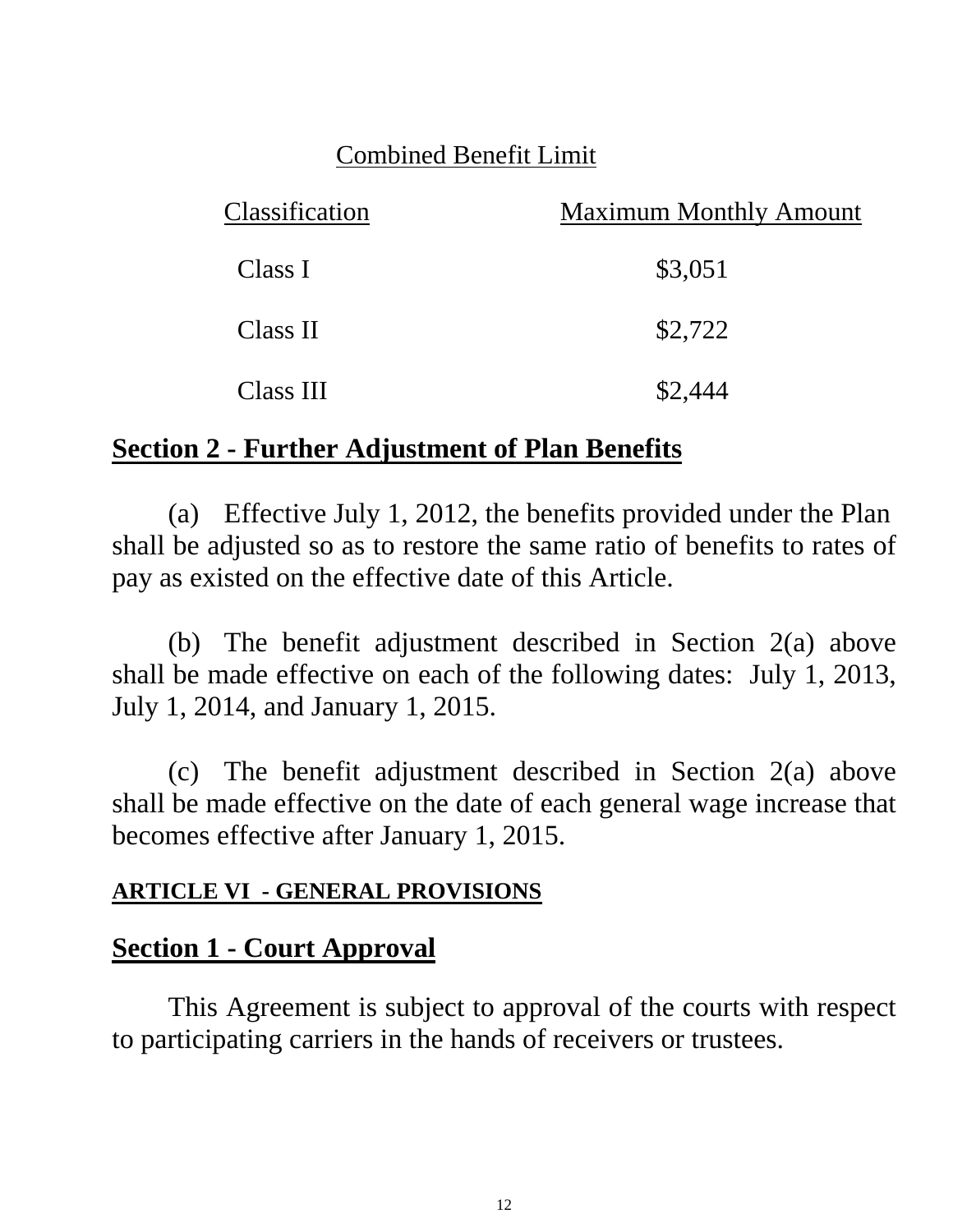Combined Benefit Limit

| Classification | Maximum Monthly Amount |
|---|---|
| Class I | $3,051 |
| Class II | $2,722 |
| Class III | $2,444 |

## Section 2 - Further Adjustment of Plan Benefits

(a) Effective July 1, 2012, the benefits provided under the Plan shall be adjusted so as to restore the same ratio of benefits to rates of pay as existed on the effective date of this Article.

(b) The benefit adjustment described in Section 2(a) above shall be made effective on each of the following dates: July 1, 2013, July 1, 2014, and January 1, 2015.

(c) The benefit adjustment described in Section 2(a) above shall be made effective on the date of each general wage increase that becomes effective after January 1, 2015.

# ARTICLE VI - GENERAL PROVISIONS

## Section 1 - Court Approval

This Agreement is subject to approval of the courts with respect to participating carriers in the hands of receivers or trustees.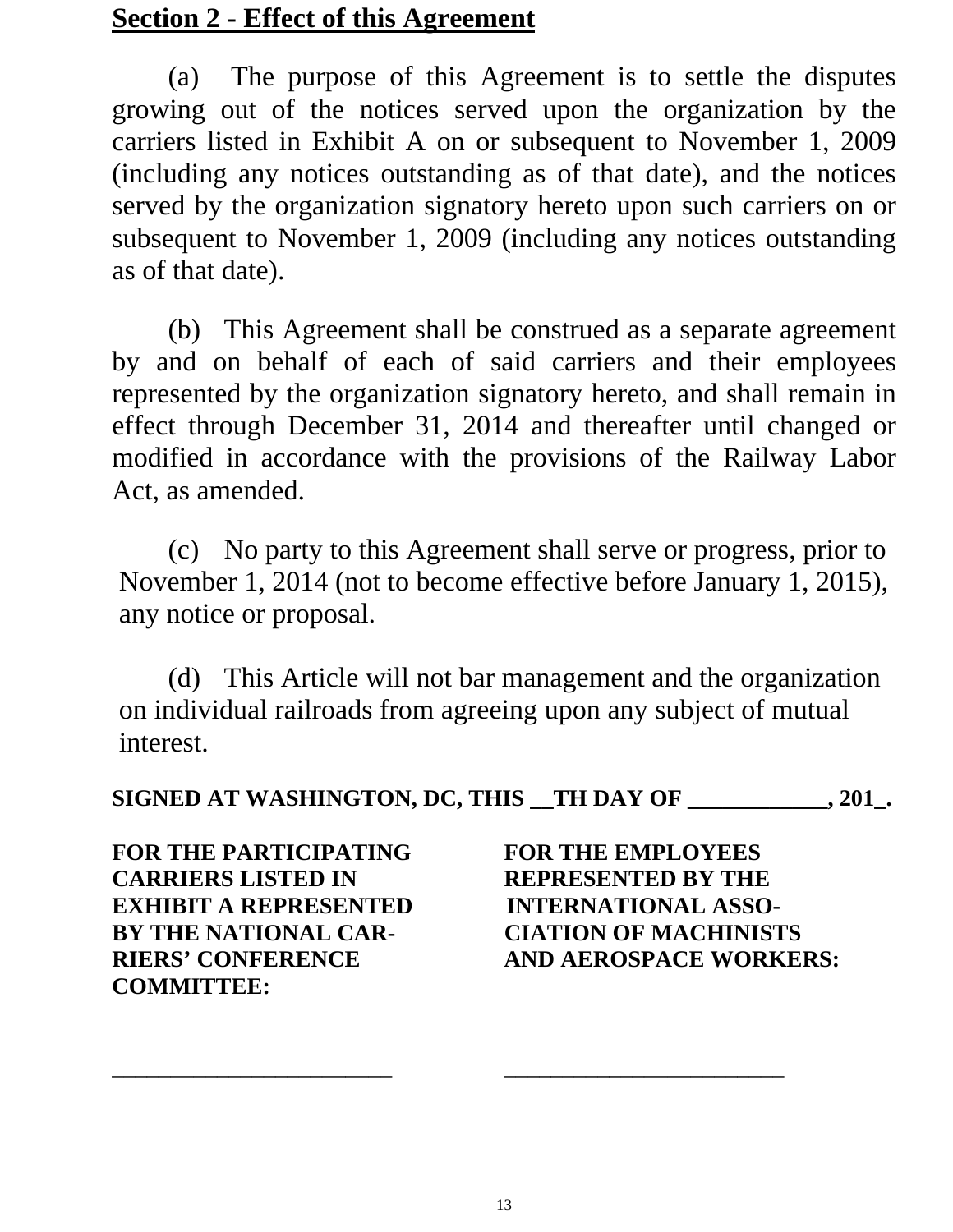## Section 2 - Effect of this Agreement

(a) The purpose of this Agreement is to settle the disputes growing out of the notices served upon the organization by the carriers listed in Exhibit A on or subsequent to November 1, 2009 (including any notices outstanding as of that date), and the notices served by the organization signatory hereto upon such carriers on or subsequent to November 1, 2009 (including any notices outstanding as of that date).

(b) This Agreement shall be construed as a separate agreement by and on behalf of each of said carriers and their employees represented by the organization signatory hereto, and shall remain in effect through December 31, 2014 and thereafter until changed or modified in accordance with the provisions of the Railway Labor Act, as amended.

(c) No party to this Agreement shall serve or progress, prior to November 1, 2014 (not to become effective before January 1, 2015), any notice or proposal.

(d) This Article will not bar management and the organization on individual railroads from agreeing upon any subject of mutual interest.

**SIGNED AT WASHINGTON, DC, THIS __TH DAY OF ___________, 201_.**

| **FOR THE PARTICIPATING CARRIERS LISTED IN EXHIBIT A REPRESENTED BY THE NATIONAL CARRIERS' CONFERENCE COMMITTEE:** | **FOR THE EMPLOYEES REPRESENTED BY THE INTERNATIONAL ASSOCIATION OF MACHINISTS AND AEROSPACE WORKERS:** |
| --- | --- |
| ______________________ | ______________________ |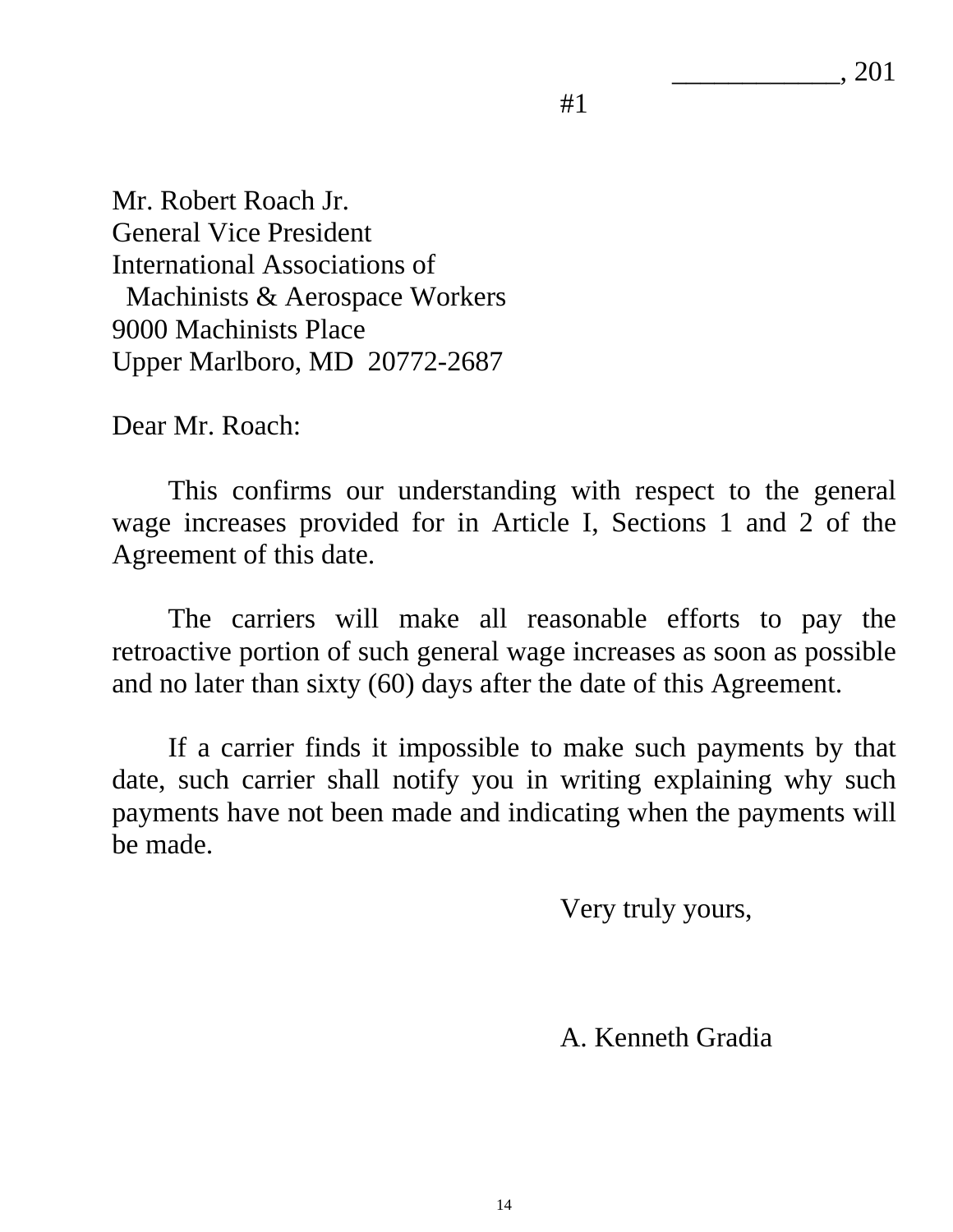____________, 201

#1

Mr. Robert Roach Jr.
General Vice President
International Associations of
Machinists & Aerospace Workers
9000 Machinists Place
Upper Marlboro, MD 20772-2687

Dear Mr. Roach:

This confirms our understanding with respect to the general wage increases provided for in Article I, Sections 1 and 2 of the Agreement of this date.

The carriers will make all reasonable efforts to pay the retroactive portion of such general wage increases as soon as possible and no later than sixty (60) days after the date of this Agreement.

If a carrier finds it impossible to make such payments by that date, such carrier shall notify you in writing explaining why such payments have not been made and indicating when the payments will be made.

Very truly yours,

A. Kenneth Gradia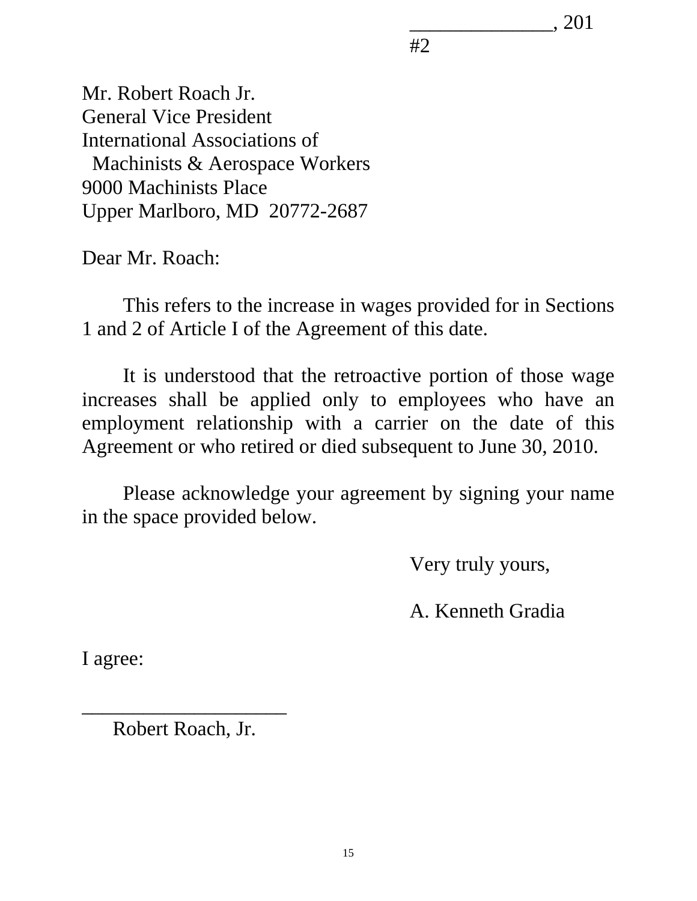_____________, 201
#2

Mr. Robert Roach Jr.
General Vice President
International Associations of
Machinists & Aerospace Workers
9000 Machinists Place
Upper Marlboro, MD 20772-2687

Dear Mr. Roach:

This refers to the increase in wages provided for in Sections 1 and 2 of Article I of the Agreement of this date.

It is understood that the retroactive portion of those wage increases shall be applied only to employees who have an employment relationship with a carrier on the date of this Agreement or who retired or died subsequent to June 30, 2010.

Please acknowledge your agreement by signing your name in the space provided below.

Very truly yours,

A. Kenneth Gradia

I agree:

____________________
Robert Roach, Jr.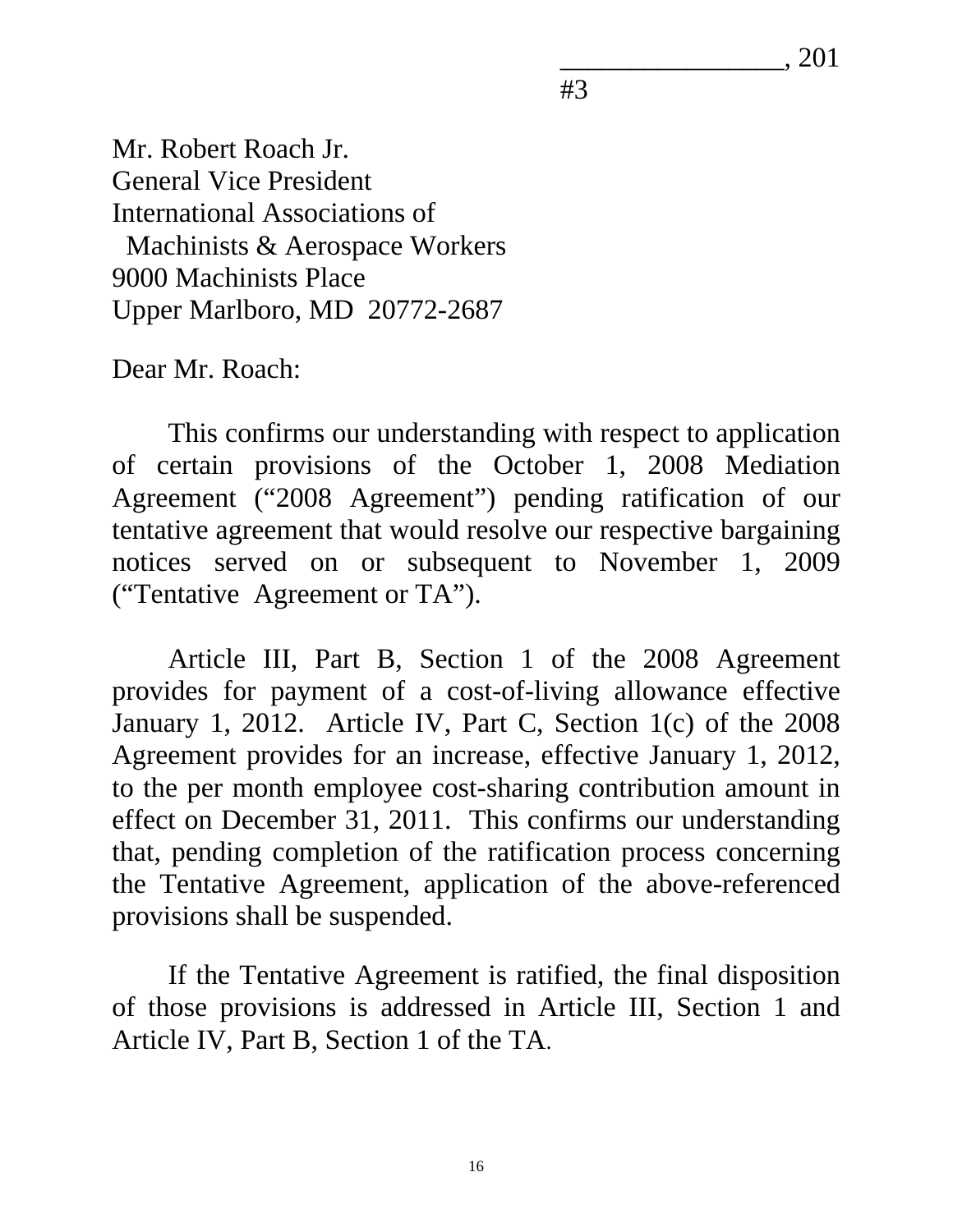_______________, 201

#3

Mr. Robert Roach Jr.
General Vice President
International Associations of
Machinists & Aerospace Workers
9000 Machinists Place
Upper Marlboro, MD 20772-2687

Dear Mr. Roach:

This confirms our understanding with respect to application of certain provisions of the October 1, 2008 Mediation Agreement ("2008 Agreement") pending ratification of our tentative agreement that would resolve our respective bargaining notices served on or subsequent to November 1, 2009 ("Tentative Agreement or TA").

Article III, Part B, Section 1 of the 2008 Agreement provides for payment of a cost-of-living allowance effective January 1, 2012. Article IV, Part C, Section 1(c) of the 2008 Agreement provides for an increase, effective January 1, 2012, to the per month employee cost-sharing contribution amount in effect on December 31, 2011. This confirms our understanding that, pending completion of the ratification process concerning the Tentative Agreement, application of the above-referenced provisions shall be suspended.

If the Tentative Agreement is ratified, the final disposition of those provisions is addressed in Article III, Section 1 and Article IV, Part B, Section 1 of the TA.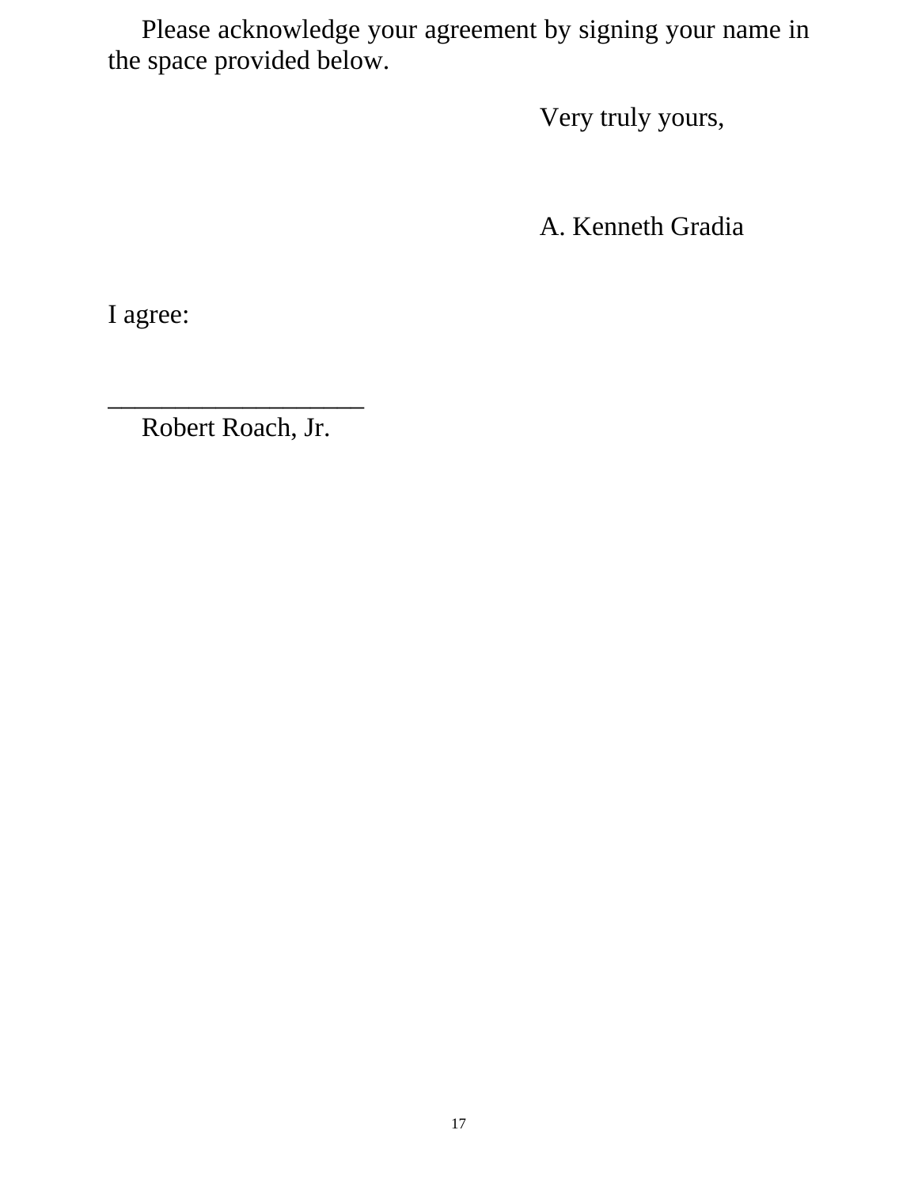Please acknowledge your agreement by signing your name in the space provided below.

Very truly yours,

A. Kenneth Gradia

I agree:

___________________

Robert Roach, Jr.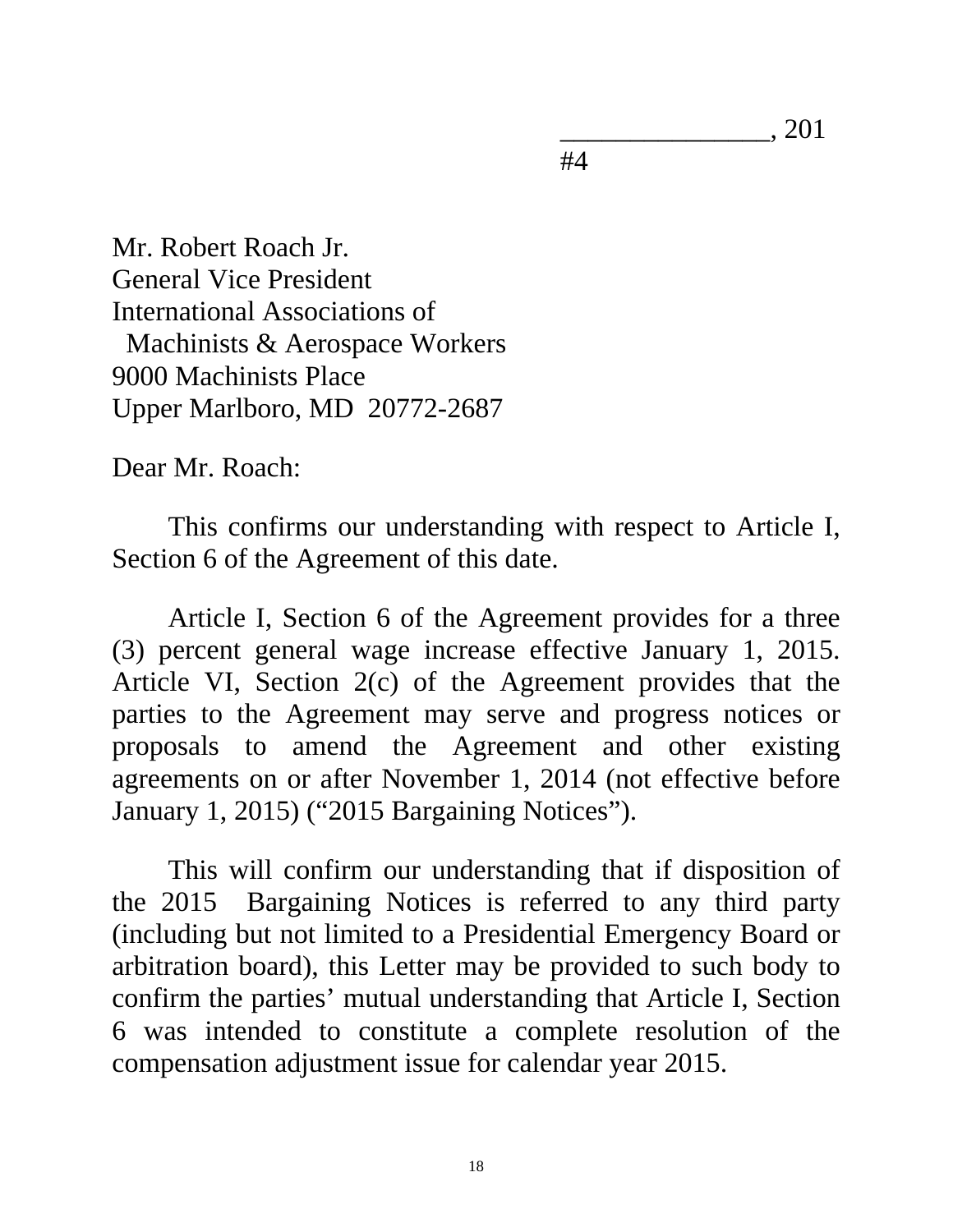_______________, 201

#4

Mr. Robert Roach Jr.
General Vice President
International Associations of
  Machinists & Aerospace Workers
9000 Machinists Place
Upper Marlboro, MD  20772-2687

Dear Mr. Roach:

This confirms our understanding with respect to Article I, Section 6 of the Agreement of this date.

Article I, Section 6 of the Agreement provides for a three (3) percent general wage increase effective January 1, 2015. Article VI, Section 2(c) of the Agreement provides that the parties to the Agreement may serve and progress notices or proposals to amend the Agreement and other existing agreements on or after November 1, 2014 (not effective before January 1, 2015) ("2015 Bargaining Notices").

This will confirm our understanding that if disposition of the 2015 Bargaining Notices is referred to any third party (including but not limited to a Presidential Emergency Board or arbitration board), this Letter may be provided to such body to confirm the parties' mutual understanding that Article I, Section 6 was intended to constitute a complete resolution of the compensation adjustment issue for calendar year 2015.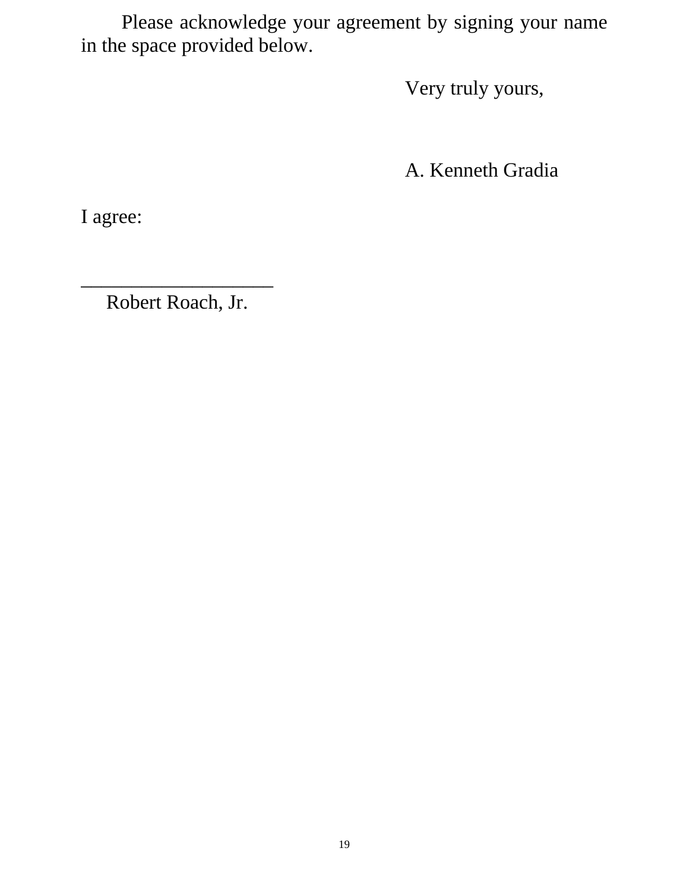Please acknowledge your agreement by signing your name in the space provided below.

Very truly yours,

A. Kenneth Gradia

I agree:

\_\_\_\_\_\_\_\_\_\_\_\_\_\_\_\_\_\_\_\_

Robert Roach, Jr.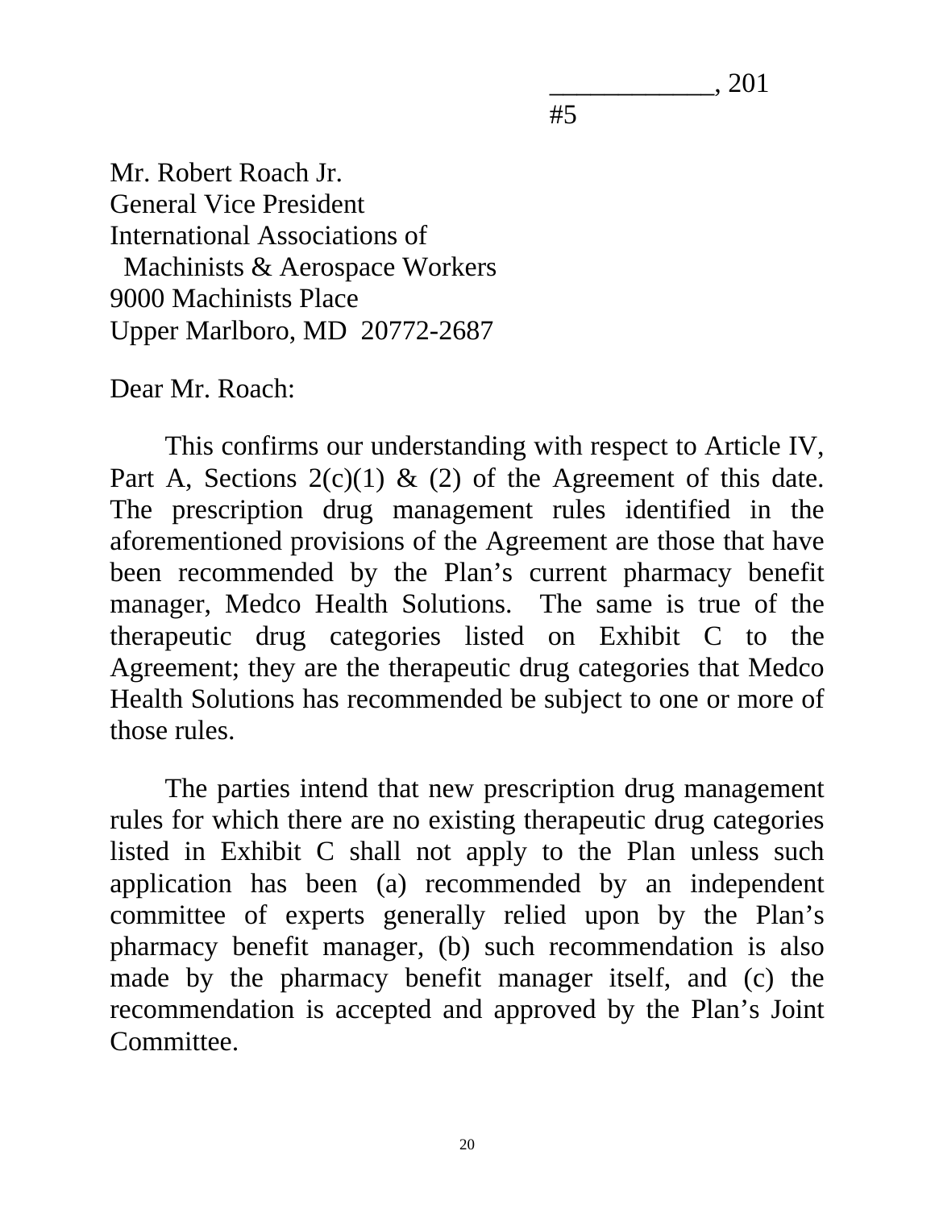\_\_\_\_\_\_\_\_\_\_\_\_, 201

#5

Mr. Robert Roach Jr.
General Vice President
International Associations of
Machinists & Aerospace Workers
9000 Machinists Place
Upper Marlboro, MD 20772-2687

Dear Mr. Roach:

This confirms our understanding with respect to Article IV, Part A, Sections 2(c)(1) & (2) of the Agreement of this date. The prescription drug management rules identified in the aforementioned provisions of the Agreement are those that have been recommended by the Plan's current pharmacy benefit manager, Medco Health Solutions. The same is true of the therapeutic drug categories listed on Exhibit C to the Agreement; they are the therapeutic drug categories that Medco Health Solutions has recommended be subject to one or more of those rules.

The parties intend that new prescription drug management rules for which there are no existing therapeutic drug categories listed in Exhibit C shall not apply to the Plan unless such application has been (a) recommended by an independent committee of experts generally relied upon by the Plan's pharmacy benefit manager, (b) such recommendation is also made by the pharmacy benefit manager itself, and (c) the recommendation is accepted and approved by the Plan's Joint Committee.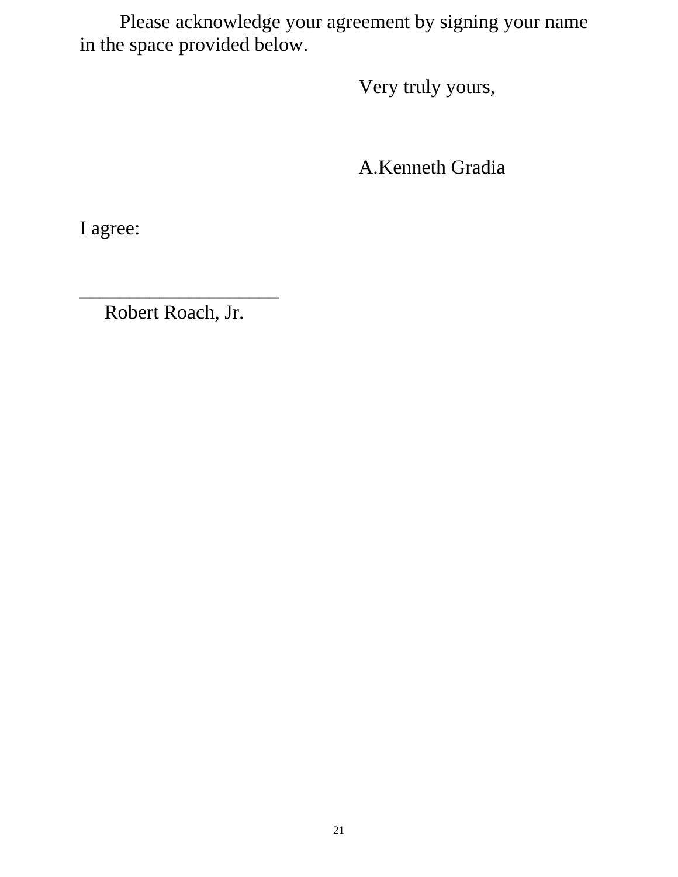Please acknowledge your agreement by signing your name in the space provided below.

Very truly yours,

A.Kenneth Gradia

I agree:

____________________
Robert Roach, Jr.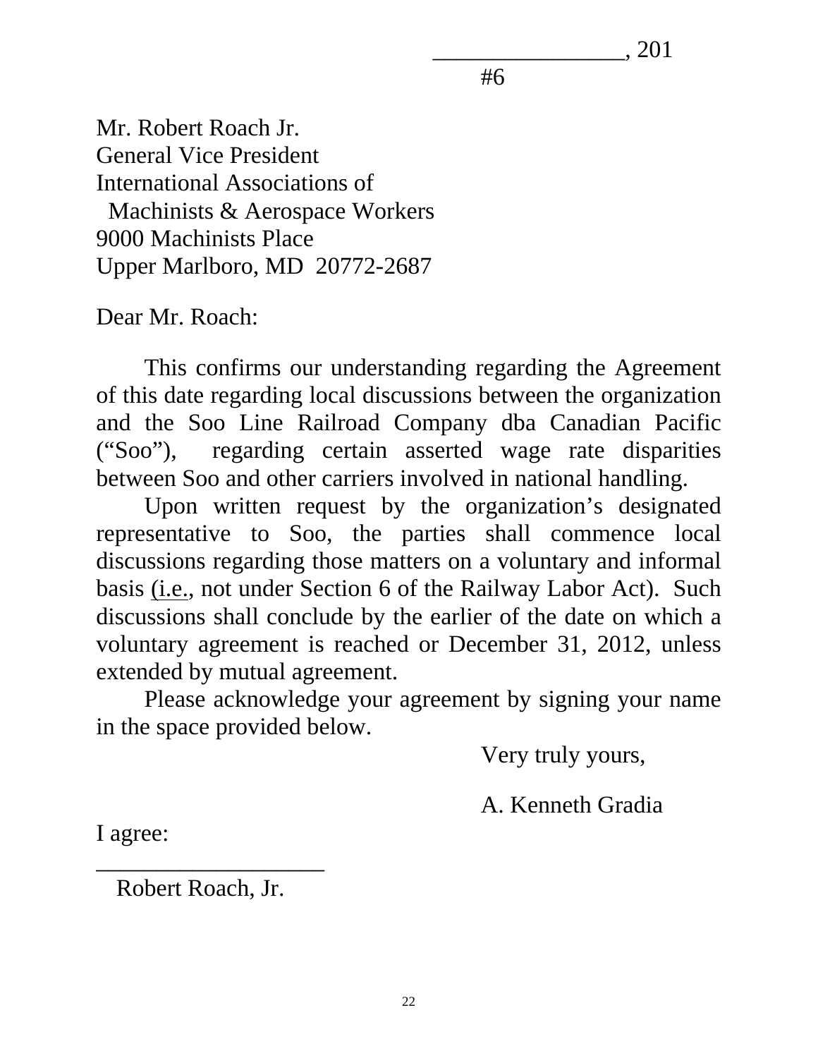_______________, 201

#6

Mr. Robert Roach Jr.
General Vice President
International Associations of
Machinists & Aerospace Workers
9000 Machinists Place
Upper Marlboro, MD 20772-2687

Dear Mr. Roach:

This confirms our understanding regarding the Agreement of this date regarding local discussions between the organization and the Soo Line Railroad Company dba Canadian Pacific ("Soo"), regarding certain asserted wage rate disparities between Soo and other carriers involved in national handling.

Upon written request by the organization's designated representative to Soo, the parties shall commence local discussions regarding those matters on a voluntary and informal basis (i.e., not under Section 6 of the Railway Labor Act). Such discussions shall conclude by the earlier of the date on which a voluntary agreement is reached or December 31, 2012, unless extended by mutual agreement.

Please acknowledge your agreement by signing your name in the space provided below.

Very truly yours,

A. Kenneth Gradia

I agree:

___________________
Robert Roach, Jr.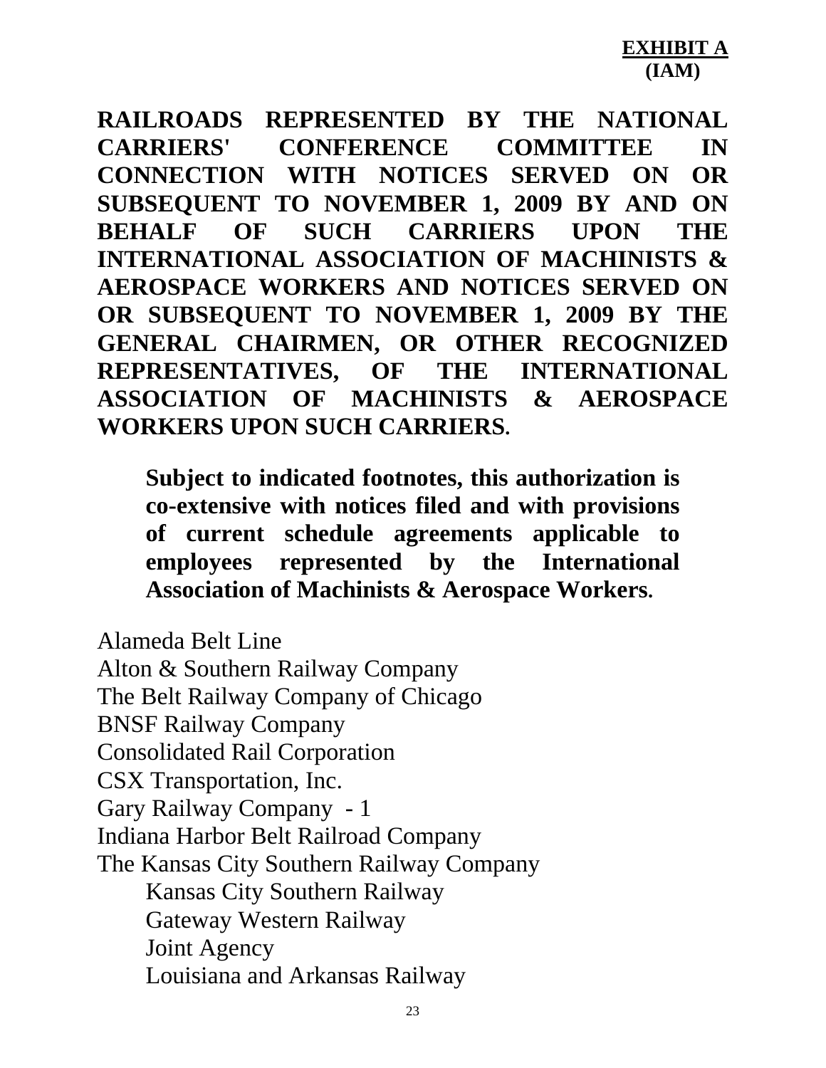**EXHIBIT A**
**(IAM)**

**RAILROADS REPRESENTED BY THE NATIONAL CARRIERS' CONFERENCE COMMITTEE IN CONNECTION WITH NOTICES SERVED ON OR SUBSEQUENT TO NOVEMBER 1, 2009 BY AND ON BEHALF OF SUCH CARRIERS UPON THE INTERNATIONAL ASSOCIATION OF MACHINISTS & AEROSPACE WORKERS AND NOTICES SERVED ON OR SUBSEQUENT TO NOVEMBER 1, 2009 BY THE GENERAL CHAIRMEN, OR OTHER RECOGNIZED REPRESENTATIVES, OF THE INTERNATIONAL ASSOCIATION OF MACHINISTS & AEROSPACE WORKERS UPON SUCH CARRIERS.**

> **Subject to indicated footnotes, this authorization is co-extensive with notices filed and with provisions of current schedule agreements applicable to employees represented by the International Association of Machinists & Aerospace Workers.**

Alameda Belt Line
Alton & Southern Railway Company
The Belt Railway Company of Chicago
BNSF Railway Company
Consolidated Rail Corporation
CSX Transportation, Inc.
Gary Railway Company - 1
Indiana Harbor Belt Railroad Company
The Kansas City Southern Railway Company
- Kansas City Southern Railway
- Gateway Western Railway
- Joint Agency
- Louisiana and Arkansas Railway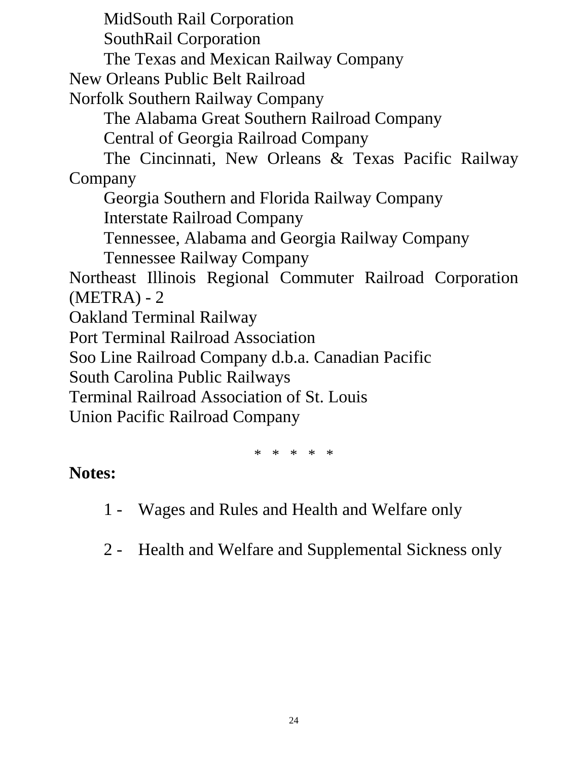MidSouth Rail Corporation
SouthRail Corporation
The Texas and Mexican Railway Company

New Orleans Public Belt Railroad

Norfolk Southern Railway Company
The Alabama Great Southern Railroad Company
Central of Georgia Railroad Company
The Cincinnati, New Orleans & Texas Pacific Railway Company
Georgia Southern and Florida Railway Company
Interstate Railroad Company
Tennessee, Alabama and Georgia Railway Company
Tennessee Railway Company

Northeast Illinois Regional Commuter Railroad Corporation (METRA) - 2

Oakland Terminal Railway

Port Terminal Railroad Association

Soo Line Railroad Company d.b.a. Canadian Pacific

South Carolina Public Railways

Terminal Railroad Association of St. Louis

Union Pacific Railroad Company

\* \* \* \* \*

**Notes:**

1 - Wages and Rules and Health and Welfare only

2 - Health and Welfare and Supplemental Sickness only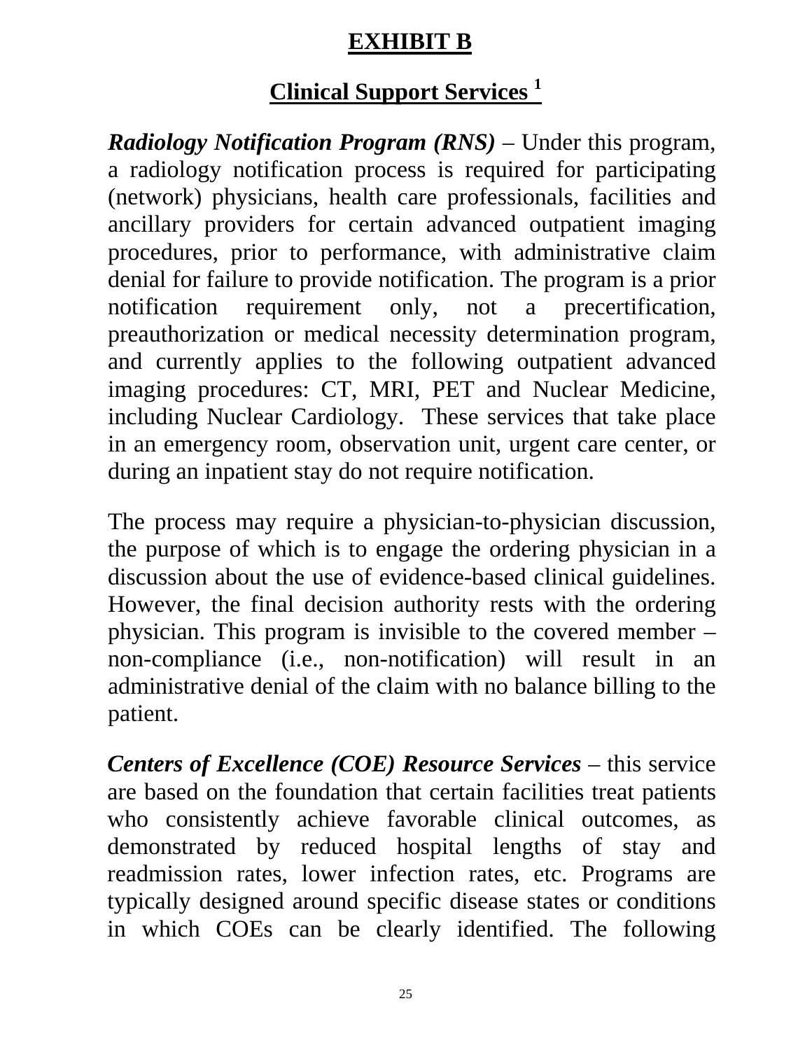# EXHIBIT B

## Clinical Support Services [1]

***Radiology Notification Program (RNS)*** – Under this program, a radiology notification process is required for participating (network) physicians, health care professionals, facilities and ancillary providers for certain advanced outpatient imaging procedures, prior to performance, with administrative claim denial for failure to provide notification. The program is a prior notification requirement only, not a precertification, preauthorization or medical necessity determination program, and currently applies to the following outpatient advanced imaging procedures: CT, MRI, PET and Nuclear Medicine, including Nuclear Cardiology. These services that take place in an emergency room, observation unit, urgent care center, or during an inpatient stay do not require notification.

The process may require a physician-to-physician discussion, the purpose of which is to engage the ordering physician in a discussion about the use of evidence-based clinical guidelines. However, the final decision authority rests with the ordering physician. This program is invisible to the covered member – non-compliance (i.e., non-notification) will result in an administrative denial of the claim with no balance billing to the patient.

***Centers of Excellence (COE) Resource Services*** – this service are based on the foundation that certain facilities treat patients who consistently achieve favorable clinical outcomes, as demonstrated by reduced hospital lengths of stay and readmission rates, lower infection rates, etc. Programs are typically designed around specific disease states or conditions in which COEs can be clearly identified. The following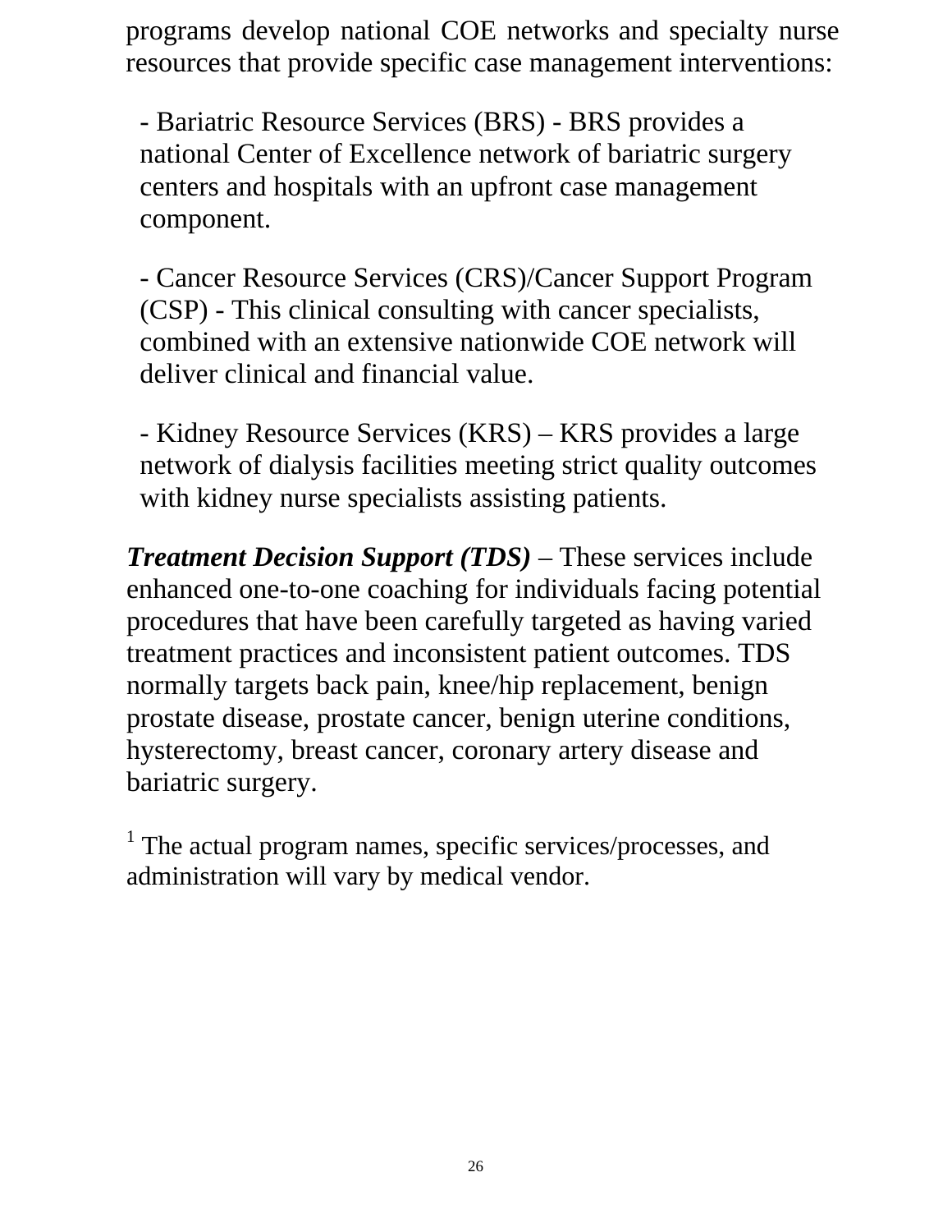programs develop national COE networks and specialty nurse resources that provide specific case management interventions:

- Bariatric Resource Services (BRS) - BRS provides a national Center of Excellence network of bariatric surgery centers and hospitals with an upfront case management component.

- Cancer Resource Services (CRS)/Cancer Support Program (CSP) - This clinical consulting with cancer specialists, combined with an extensive nationwide COE network will deliver clinical and financial value.

- Kidney Resource Services (KRS) – KRS provides a large network of dialysis facilities meeting strict quality outcomes with kidney nurse specialists assisting patients.

***Treatment Decision Support (TDS)*** – These services include enhanced one-to-one coaching for individuals facing potential procedures that have been carefully targeted as having varied treatment practices and inconsistent patient outcomes. TDS normally targets back pain, knee/hip replacement, benign prostate disease, prostate cancer, benign uterine conditions, hysterectomy, breast cancer, coronary artery disease and bariatric surgery.

[1] The actual program names, specific services/processes, and administration will vary by medical vendor.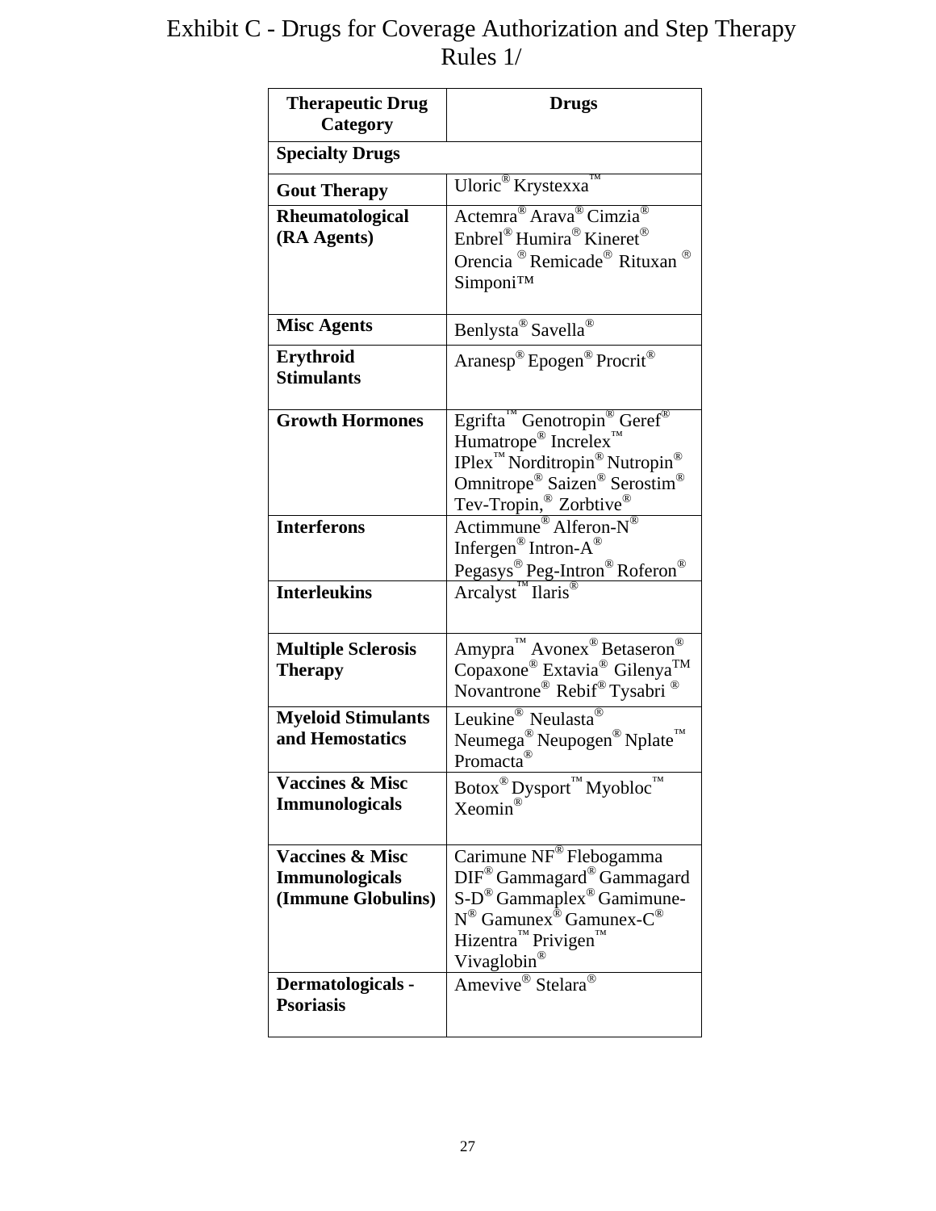# Exhibit C - Drugs for Coverage Authorization and Step Therapy Rules 1/

| Therapeutic Drug Category | Drugs |
|---|---|
| **Specialty Drugs** | |
| **Gout Therapy** | Uloric® Krystexxa™ |
| **Rheumatological (RA Agents)** | Actemra® Arava® Cimzia® Enbrel® Humira® Kineret® Orencia ® Remicade® Rituxan ® Simponi™ |
| **Misc Agents** | Benlysta® Savella® |
| **Erythroid Stimulants** | Aranesp® Epogen® Procrit® |
| **Growth Hormones** | Egrifta™ Genotropin® Geref® Humatrope® Increlex™ IPlex™ Norditropin® Nutropin® Omnitrope® Saizen® Serostim® Tev-Tropin,® Zorbtive® |
| **Interferons** | Actimmune® Alferon-N® Infergen® Intron-A® Pegasys® Peg-Intron® Roferon® |
| **Interleukins** | Arcalyst™ Ilaris® |
| **Multiple Sclerosis Therapy** | Amypra™ Avonex® Betaseron® Copaxone® Extavia® Gilenya™ Novantrone® Rebif® Tysabri ® |
| **Myeloid Stimulants and Hemostatics** | Leukine® Neulasta® Neumega® Neupogen® Nplate™ Promacta® |
| **Vaccines & Misc Immunologicals** | Botox® Dysport™ Myobloc™ Xeomin® |
| **Vaccines & Misc Immunologicals (Immune Globulins)** | Carimune NF® Flebogamma DIF® Gammagard® Gammagard S-D® Gammaplex® Gamimune-N® Gamunex® Gamunex-C® Hizentra™ Privigen™ Vivaglobin® |
| **Dermatologicals - Psoriasis** | Amevive® Stelara® |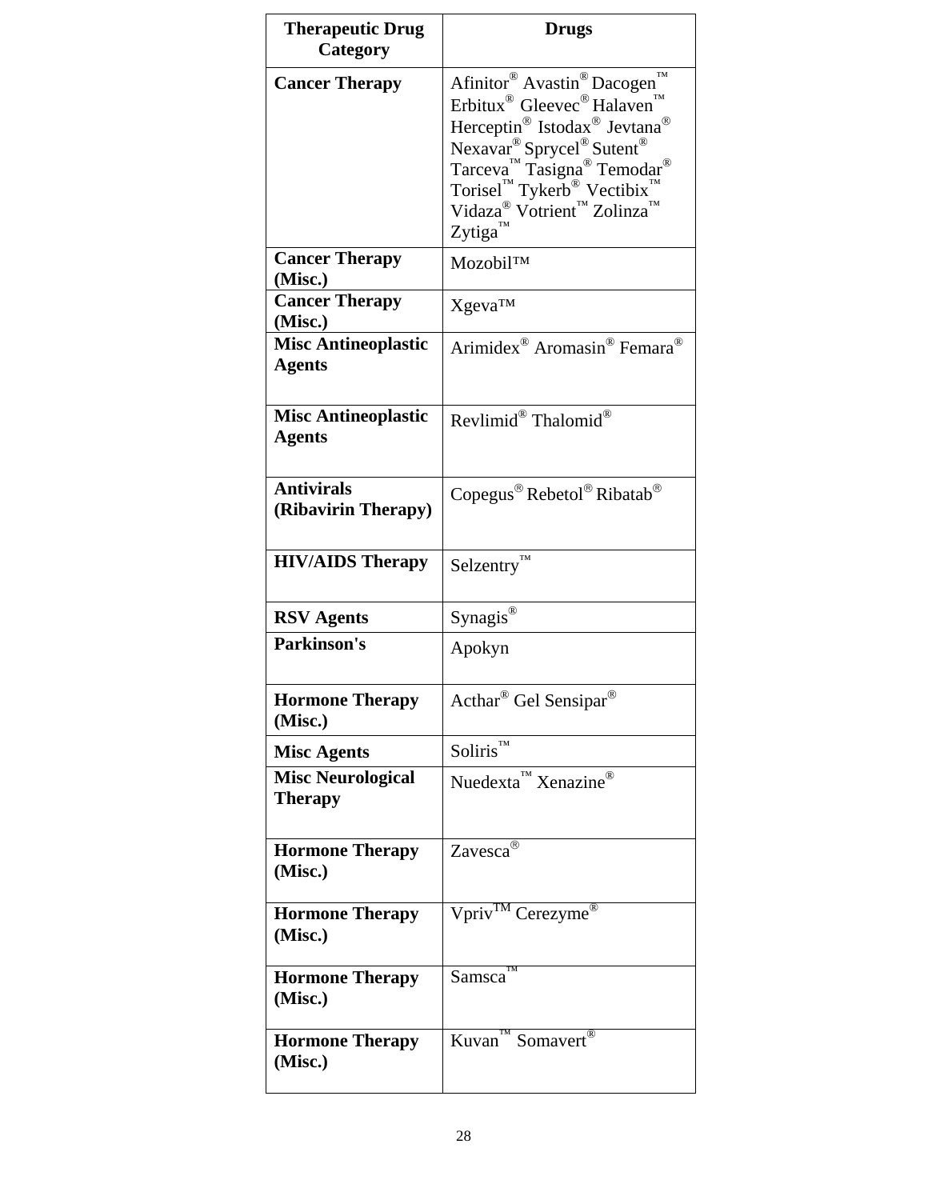| Therapeutic Drug Category | Drugs |
|---|---|
| **Cancer Therapy** | Afinitor® Avastin® Dacogen™ Erbitux® Gleevec® Halaven™ Herceptin® Istodax® Jevtana® Nexavar® Sprycel® Sutent® Tarceva™ Tasigna® Temodar® Torisel™ Tykerb® Vectibix™ Vidaza® Votrient™ Zolinza™ Zytiga™ |
| **Cancer Therapy (Misc.)** | Mozobil™ |
| **Cancer Therapy (Misc.)** | Xgeva™ |
| **Misc Antineoplastic Agents** | Arimidex® Aromasin® Femara® |
| **Misc Antineoplastic Agents** | Revlimid® Thalomid® |
| **Antivirals (Ribavirin Therapy)** | Copegus® Rebetol® Ribatab® |
| **HIV/AIDS Therapy** | Selzentry™ |
| **RSV Agents** | Synagis® |
| **Parkinson's** | Apokyn |
| **Hormone Therapy (Misc.)** | Acthar® Gel Sensipar® |
| **Misc Agents** | Soliris™ |
| **Misc Neurological Therapy** | Nuedexta™ Xenazine® |
| **Hormone Therapy (Misc.)** | Zavesca® |
| **Hormone Therapy (Misc.)** | Vpriv™ Cerezyme® |
| **Hormone Therapy (Misc.)** | Samsca™ |
| **Hormone Therapy (Misc.)** | Kuvan™ Somavert® |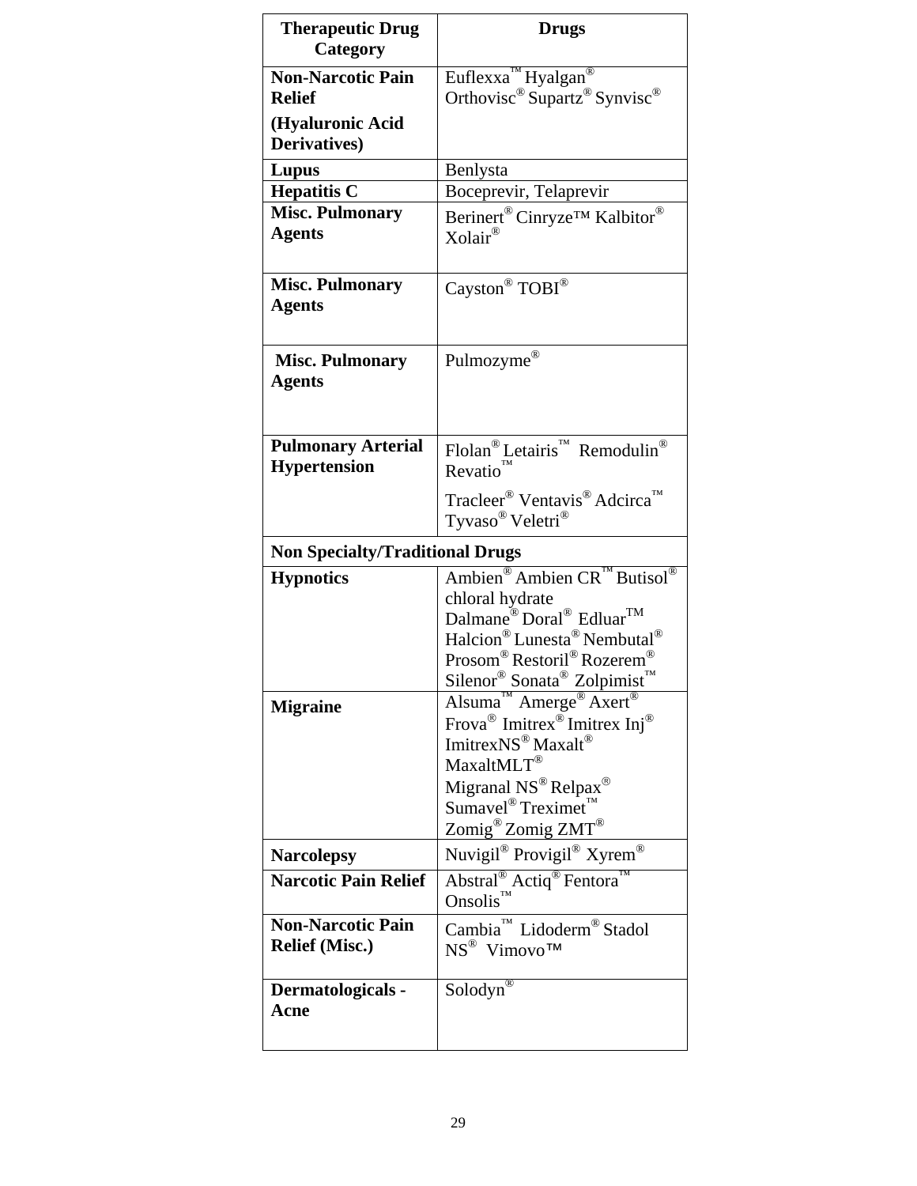| Therapeutic Drug Category | Drugs |
|---|---|
| **Non-Narcotic Pain Relief (Hyaluronic Acid Derivatives)** | Euflexxa™ Hyalgan® Orthovisc® Supartz® Synvisc® |
| **Lupus** | Benlysta |
| **Hepatitis C** | Boceprevir, Telaprevir |
| **Misc. Pulmonary Agents** | Berinert® Cinryze™ Kalbitor® Xolair® |
| **Misc. Pulmonary Agents** | Cayston® TOBI® |
| **Misc. Pulmonary Agents** | Pulmozyme® |
| **Pulmonary Arterial Hypertension** | Flolan® Letairis™ Remodulin® Revatio™ Tracleer® Ventavis® Adcirca™ Tyvaso® Veletri® |
| **Non Specialty/Traditional Drugs** | |
| **Hypnotics** | Ambien® Ambien CR™ Butisol® chloral hydrate Dalmane® Doral® Edluar™ Halcion® Lunesta® Nembutal® Prosom® Restoril® Rozerem® Silenor® Sonata® Zolpimist™ |
| **Migraine** | Alsuma™ Amerge® Axert® Frova® Imitrex® Imitrex Inj® ImitrexNS® Maxalt® MaxaltMLT® Migranal NS® Relpax® Sumavel® Treximet™ Zomig® Zomig ZMT® |
| **Narcolepsy** | Nuvigil® Provigil® Xyrem® |
| **Narcotic Pain Relief** | Abstral® Actiq® Fentora™ Onsolis™ |
| **Non-Narcotic Pain Relief (Misc.)** | Cambia™ Lidoderm® Stadol NS® Vimovo™ |
| **Dermatologicals - Acne** | Solodyn® |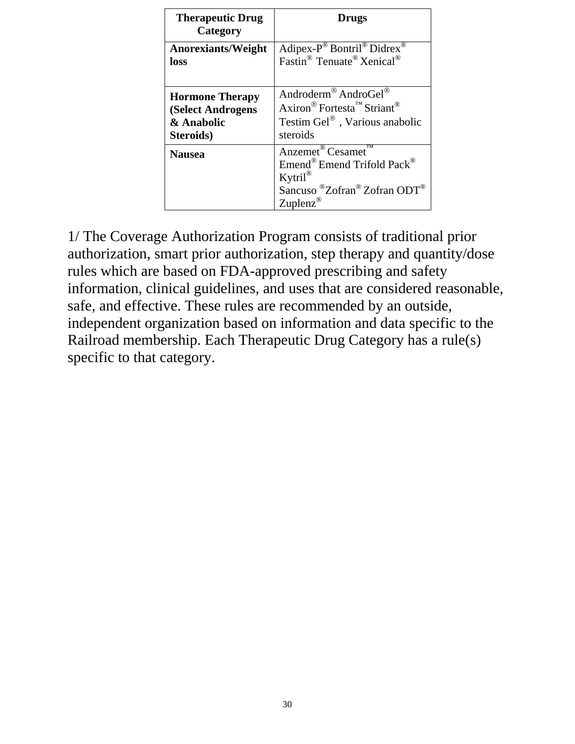| Therapeutic Drug Category | Drugs |
|---|---|
| **Anorexiants/Weight loss** | Adipex-P® Bontril® Didrex® Fastin® Tenuate® Xenical® |
| **Hormone Therapy (Select Androgens & Anabolic Steroids)** | Androderm® AndroGel® Axiron® Fortesta™ Striant® Testim Gel® , Various anabolic steroids |
| **Nausea** | Anzemet® Cesamet™ Emend® Emend Trifold Pack® Kytril® Sancuso ®Zofran® Zofran ODT® Zuplenz® |

1/ The Coverage Authorization Program consists of traditional prior authorization, smart prior authorization, step therapy and quantity/dose rules which are based on FDA-approved prescribing and safety information, clinical guidelines, and uses that are considered reasonable, safe, and effective. These rules are recommended by an outside, independent organization based on information and data specific to the Railroad membership. Each Therapeutic Drug Category has a rule(s) specific to that category.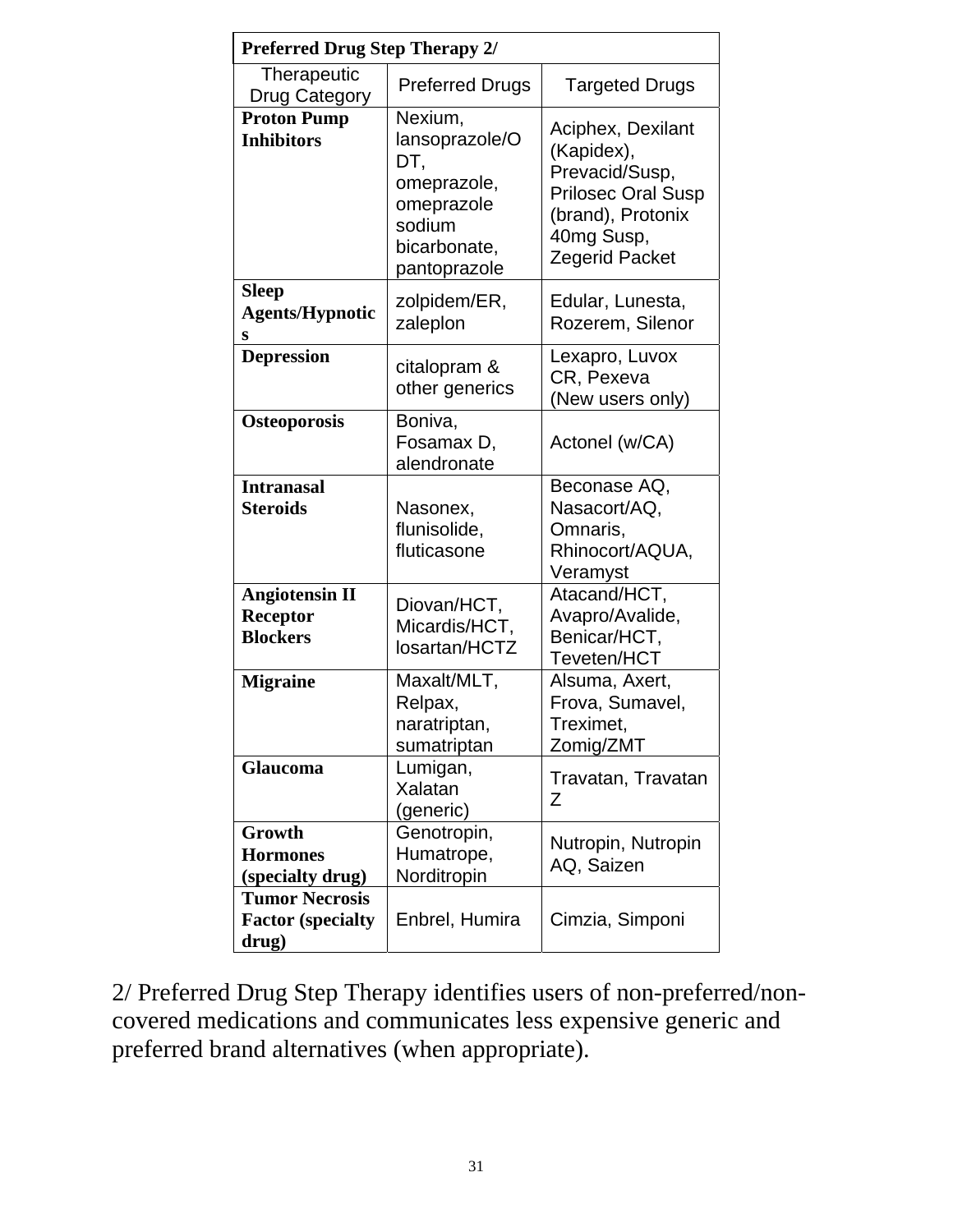| Preferred Drug Step Therapy 2/ | | |
|---|---|---|
| Therapeutic Drug Category | Preferred Drugs | Targeted Drugs |
| **Proton Pump Inhibitors** | Nexium, lansoprazole/ODT, omeprazole, omeprazole sodium bicarbonate, pantoprazole | Aciphex, Dexilant (Kapidex), Prevacid/Susp, Prilosec Oral Susp (brand), Protonix 40mg Susp, Zegerid Packet |
| **Sleep Agents/Hypnotics** | zolpidem/ER, zaleplon | Edular, Lunesta, Rozerem, Silenor |
| **Depression** | citalopram & other generics | Lexapro, Luvox CR, Pexeva (New users only) |
| **Osteoporosis** | Boniva, Fosamax D, alendronate | Actonel (w/CA) |
| **Intranasal Steroids** | Nasonex, flunisolide, fluticasone | Beconase AQ, Nasacort/AQ, Omnaris, Rhinocort/AQUA, Veramyst |
| **Angiotensin II Receptor Blockers** | Diovan/HCT, Micardis/HCT, losartan/HCTZ | Atacand/HCT, Avapro/Avalide, Benicar/HCT, Teveten/HCT |
| **Migraine** | Maxalt/MLT, Relpax, naratriptan, sumatriptan | Alsuma, Axert, Frova, Sumavel, Treximet, Zomig/ZMT |
| **Glaucoma** | Lumigan, Xalatan (generic) | Travatan, Travatan Z |
| **Growth Hormones (specialty drug)** | Genotropin, Humatrope, Norditropin | Nutropin, Nutropin AQ, Saizen |
| **Tumor Necrosis Factor (specialty drug)** | Enbrel, Humira | Cimzia, Simponi |

2/ Preferred Drug Step Therapy identifies users of non-preferred/non-covered medications and communicates less expensive generic and preferred brand alternatives (when appropriate).